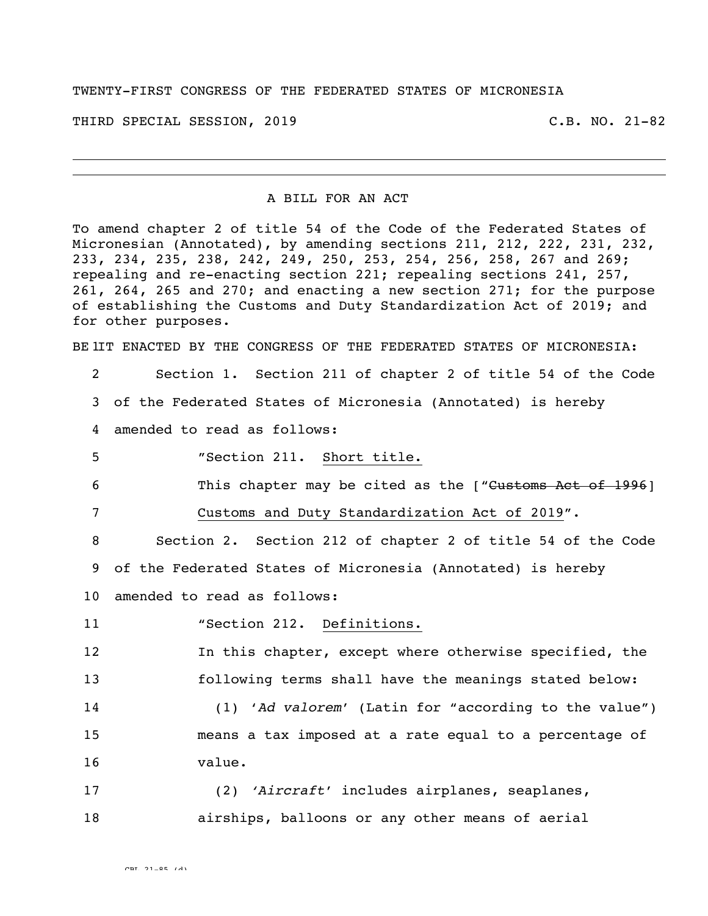TWENTY-FIRST CONGRESS OF THE FEDERATED STATES OF MICRONESIA

THIRD SPECIAL SESSION, 2019 C.B. NO. 21-82

---

A BILL FOR AN ACT

To amend chapter 2 of title 54 of the Code of the Federated States of Micronesian (Annotated), by amending sections 211, 212, 222, 231, 232, 233, 234, 235, 238, 242, 249, 250, 253, 254, 256, 258, 267 and 269; repealing and re-enacting section 221; repealing sections 241, 257, 261, 264, 265 and 270; and enacting a new section 271; for the purpose of establishing the Customs and Duty Standardization Act of 2019; and for other purposes.

BE IT ENACTED BY THE CONGRESS OF THE FEDERATED STATES OF MICRONESIA:

Section 1. Section 211 of chapter 2 of title 54 of the Code of the Federated States of Micronesia (Annotated) is hereby amended to read as follows:

"Section 211. Short title.

This chapter may be cited as the ["~~Customs Act of 1996~~] Customs and Duty Standardization Act of 2019".

Section 2. Section 212 of chapter 2 of title 54 of the Code of the Federated States of Micronesia (Annotated) is hereby amended to read as follows:

"Section 212. Definitions.

In this chapter, except where otherwise specified, the following terms shall have the meanings stated below:

(1) '*Ad valorem*' (Latin for "according to the value") means a tax imposed at a rate equal to a percentage of value.

(2) '*Aircraft*' includes airplanes, seaplanes, airships, balloons or any other means of aerial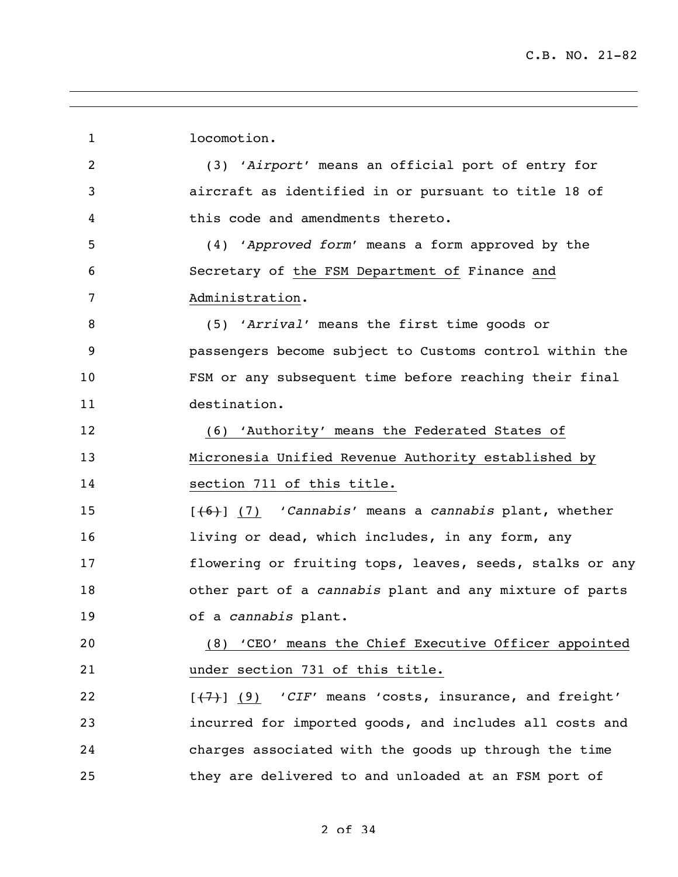locomotion.

(3) '*Airport*' means an official port of entry for aircraft as identified in or pursuant to title 18 of this code and amendments thereto.

(4) '*Approved form*' means a form approved by the Secretary of <u>the FSM Department of</u> Finance <u>and Administration</u>.

(5) '*Arrival*' means the first time goods or passengers become subject to Customs control within the FSM or any subsequent time before reaching their final destination.

<u>(6) 'Authority' means the Federated States of Micronesia Unified Revenue Authority established by section 711 of this title.</u>

[~~(6)~~] <u>(7)</u> '*Cannabis*' means a *cannabis* plant, whether living or dead, which includes, in any form, any flowering or fruiting tops, leaves, seeds, stalks or any other part of a *cannabis* plant and any mixture of parts of a *cannabis* plant.

<u>(8) 'CEO' means the Chief Executive Officer appointed under section 731 of this title.</u>

[~~(7)~~] <u>(9)</u> '*CIF*' means 'costs, insurance, and freight' incurred for imported goods, and includes all costs and charges associated with the goods up through the time they are delivered to and unloaded at an FSM port of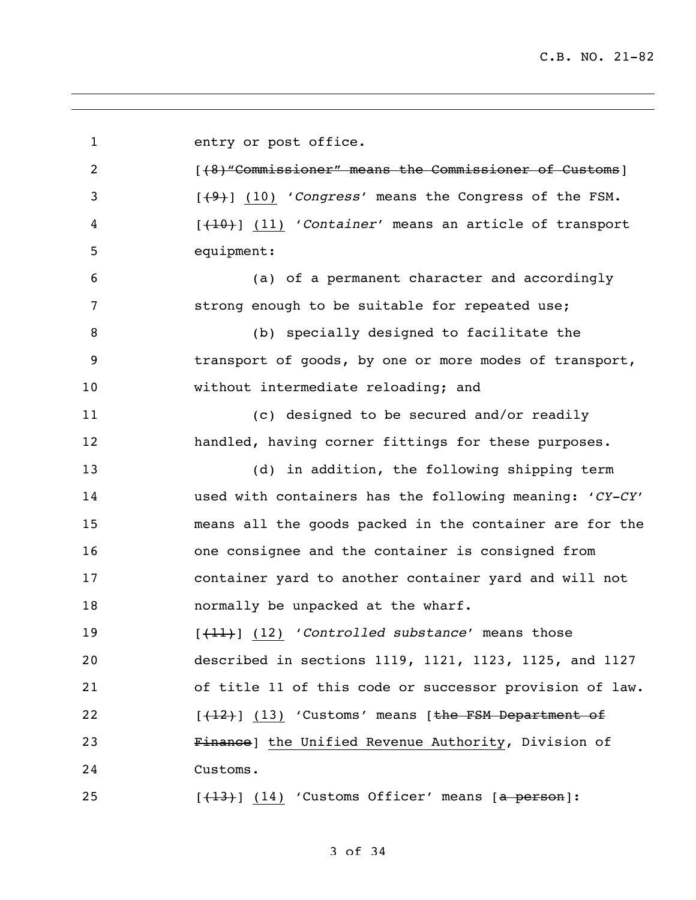entry or post office.

[~~(8)"Commissioner" means the Commissioner of Customs~~]

[~~(9)~~] <u>(10)</u> '*Congress*' means the Congress of the FSM.

[~~(10)~~] <u>(11)</u> '*Container*' means an article of transport equipment:

(a) of a permanent character and accordingly strong enough to be suitable for repeated use;

(b) specially designed to facilitate the transport of goods, by one or more modes of transport, without intermediate reloading; and

(c) designed to be secured and/or readily handled, having corner fittings for these purposes.

(d) in addition, the following shipping term used with containers has the following meaning: '*CY-CY*' means all the goods packed in the container are for the one consignee and the container is consigned from container yard to another container yard and will not normally be unpacked at the wharf.

[~~(11)~~] <u>(12)</u> '*Controlled substance*' means those described in sections 1119, 1121, 1123, 1125, and 1127 of title 11 of this code or successor provision of law.

[~~(12)~~] <u>(13)</u> 'Customs' means [~~the FSM Department of Finance~~] <u>the Unified Revenue Authority</u>, Division of Customs.

[~~(13)~~] <u>(14)</u> 'Customs Officer' means [~~a person~~]: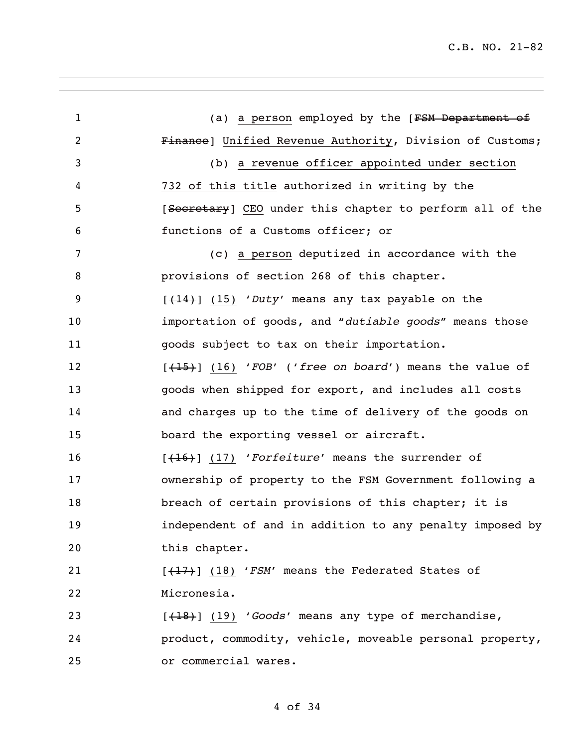(a) a person employed by the [~~FSM Department of Finance~~] Unified Revenue Authority, Division of Customs;

(b) a revenue officer appointed under section 732 of this title authorized in writing by the [~~Secretary~~] CEO under this chapter to perform all of the functions of a Customs officer; or

(c) a person deputized in accordance with the provisions of section 268 of this chapter.

[~~(14)~~] (15) '*Duty*' means any tax payable on the importation of goods, and "*dutiable goods*" means those goods subject to tax on their importation.

[~~(15)~~] (16) '*FOB*' ('*free on board*') means the value of goods when shipped for export, and includes all costs and charges up to the time of delivery of the goods on board the exporting vessel or aircraft.

[~~(16)~~] (17) '*Forfeiture*' means the surrender of ownership of property to the FSM Government following a breach of certain provisions of this chapter; it is independent of and in addition to any penalty imposed by this chapter.

[~~(17)~~] (18) '*FSM*' means the Federated States of Micronesia.

[~~(18)~~] (19) '*Goods*' means any type of merchandise, product, commodity, vehicle, moveable personal property, or commercial wares.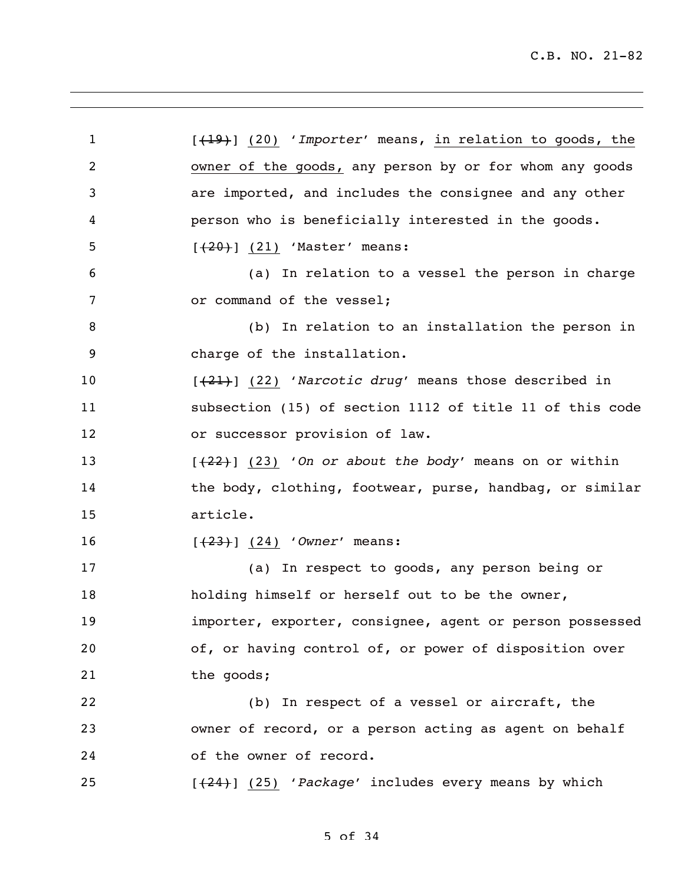[~~(19)~~] <u>(20)</u> '*Importer*' means, <u>in relation to goods, the owner of the goods,</u> any person by or for whom any goods are imported, and includes the consignee and any other person who is beneficially interested in the goods.

[~~(20)~~] <u>(21)</u> 'Master' means:

(a) In relation to a vessel the person in charge or command of the vessel;

(b) In relation to an installation the person in charge of the installation.

[~~(21)~~] <u>(22)</u> '*Narcotic drug*' means those described in subsection (15) of section 1112 of title 11 of this code or successor provision of law.

[~~(22)~~] <u>(23)</u> '*On or about the body*' means on or within the body, clothing, footwear, purse, handbag, or similar article.

[~~(23)~~] <u>(24)</u> '*Owner*' means:

(a) In respect to goods, any person being or holding himself or herself out to be the owner, importer, exporter, consignee, agent or person possessed of, or having control of, or power of disposition over the goods;

(b) In respect of a vessel or aircraft, the owner of record, or a person acting as agent on behalf of the owner of record.

[~~(24)~~] <u>(25)</u> '*Package*' includes every means by which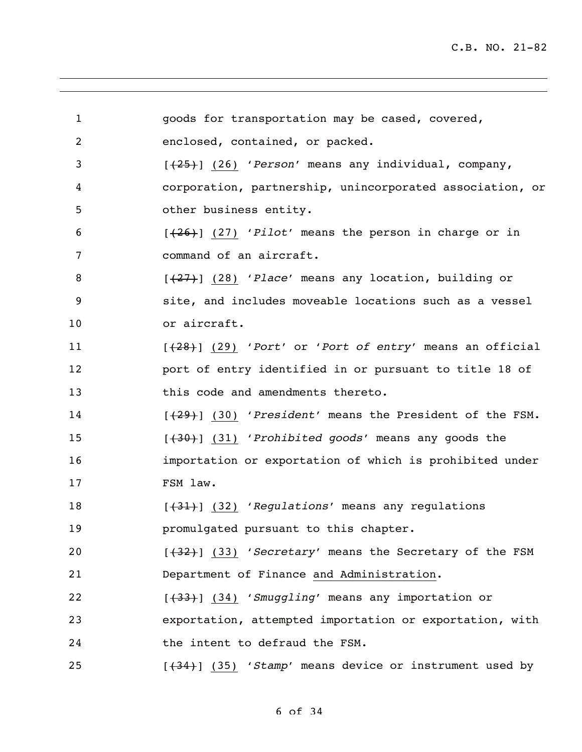goods for transportation may be cased, covered, enclosed, contained, or packed.

[~~(25)~~] <u>(26)</u> '*Person*' means any individual, company, corporation, partnership, unincorporated association, or other business entity.

[~~(26)~~] <u>(27)</u> '*Pilot*' means the person in charge or in command of an aircraft.

[~~(27)~~] <u>(28)</u> '*Place*' means any location, building or site, and includes moveable locations such as a vessel or aircraft.

[~~(28)~~] <u>(29)</u> '*Port*' or '*Port of entry*' means an official port of entry identified in or pursuant to title 18 of this code and amendments thereto.

[~~(29)~~] <u>(30)</u> '*President*' means the President of the FSM.

[~~(30)~~] <u>(31)</u> '*Prohibited goods*' means any goods the importation or exportation of which is prohibited under FSM law.

[~~(31)~~] <u>(32)</u> '*Regulations*' means any regulations promulgated pursuant to this chapter.

[~~(32)~~] <u>(33)</u> '*Secretary*' means the Secretary of the FSM Department of Finance <u>and Administration</u>.

[~~(33)~~] <u>(34)</u> '*Smuggling*' means any importation or exportation, attempted importation or exportation, with the intent to defraud the FSM.

[~~(34)~~] <u>(35)</u> '*Stamp*' means device or instrument used by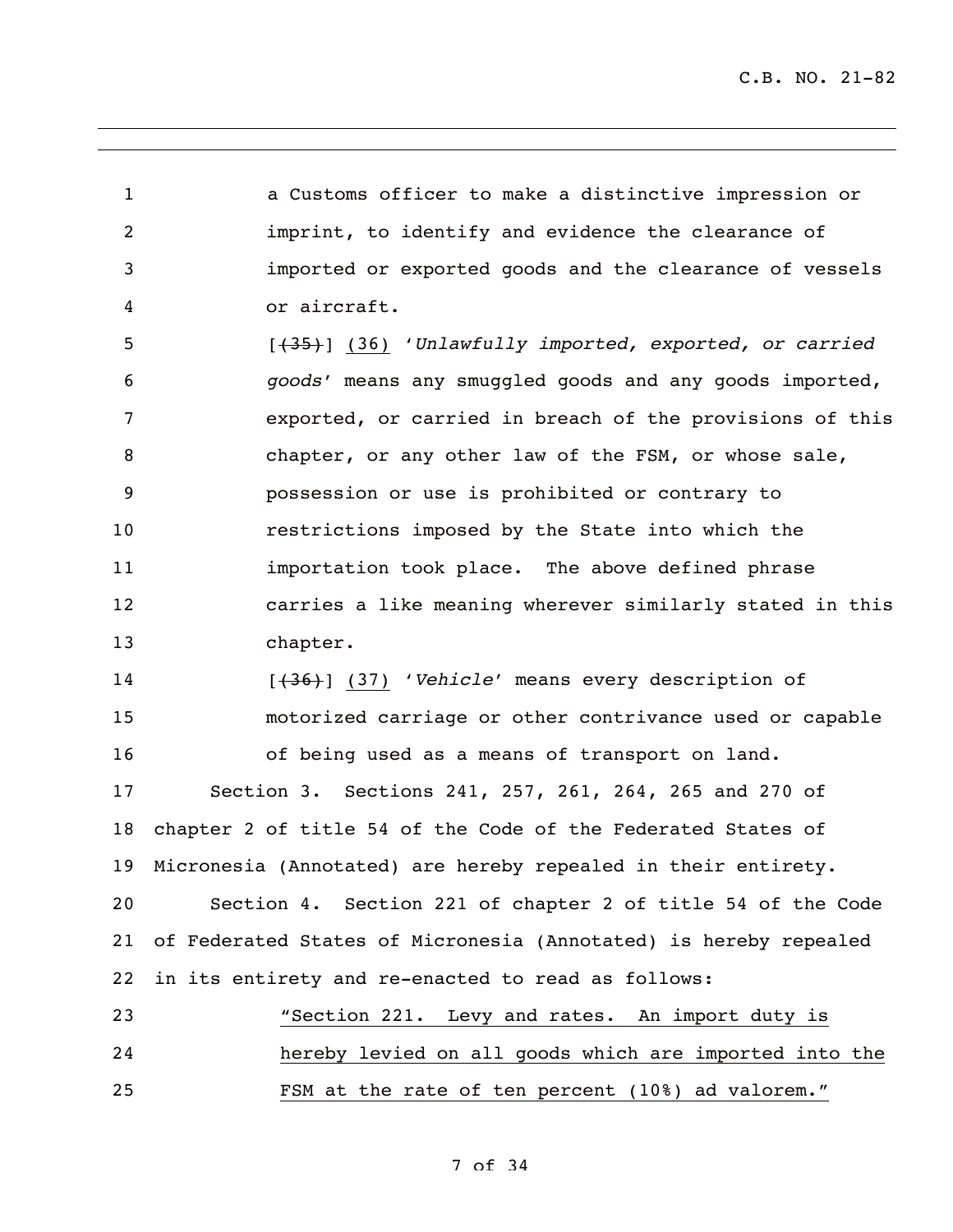a Customs officer to make a distinctive impression or imprint, to identify and evidence the clearance of imported or exported goods and the clearance of vessels or aircraft.

[~~(35)~~] <u>(36)</u> '*Unlawfully imported, exported, or carried goods*' means any smuggled goods and any goods imported, exported, or carried in breach of the provisions of this chapter, or any other law of the FSM, or whose sale, possession or use is prohibited or contrary to restrictions imposed by the State into which the importation took place. The above defined phrase carries a like meaning wherever similarly stated in this chapter.

[~~(36)~~] <u>(37)</u> '*Vehicle*' means every description of motorized carriage or other contrivance used or capable of being used as a means of transport on land.

Section 3. Sections 241, 257, 261, 264, 265 and 270 of chapter 2 of title 54 of the Code of the Federated States of Micronesia (Annotated) are hereby repealed in their entirety.

Section 4. Section 221 of chapter 2 of title 54 of the Code of Federated States of Micronesia (Annotated) is hereby repealed in its entirety and re-enacted to read as follows:

<u>"Section 221. Levy and rates. An import duty is hereby levied on all goods which are imported into the FSM at the rate of ten percent (10%) ad valorem."</u>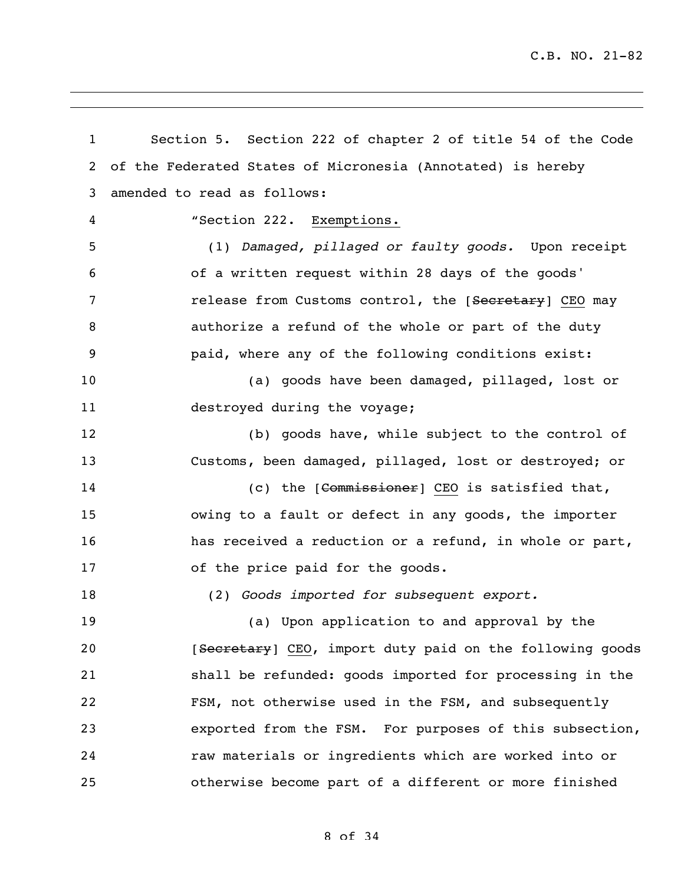Section 5. Section 222 of chapter 2 of title 54 of the Code of the Federated States of Micronesia (Annotated) is hereby amended to read as follows:

"Section 222. Exemptions.

(1) *Damaged, pillaged or faulty goods.* Upon receipt of a written request within 28 days of the goods' release from Customs control, the [~~Secretary~~] CEO may authorize a refund of the whole or part of the duty paid, where any of the following conditions exist:

(a) goods have been damaged, pillaged, lost or destroyed during the voyage;

(b) goods have, while subject to the control of Customs, been damaged, pillaged, lost or destroyed; or

(c) the [~~Commissioner~~] CEO is satisfied that, owing to a fault or defect in any goods, the importer has received a reduction or a refund, in whole or part, of the price paid for the goods.

(2) *Goods imported for subsequent export.*

(a) Upon application to and approval by the [~~Secretary~~] CEO, import duty paid on the following goods shall be refunded: goods imported for processing in the FSM, not otherwise used in the FSM, and subsequently exported from the FSM. For purposes of this subsection, raw materials or ingredients which are worked into or otherwise become part of a different or more finished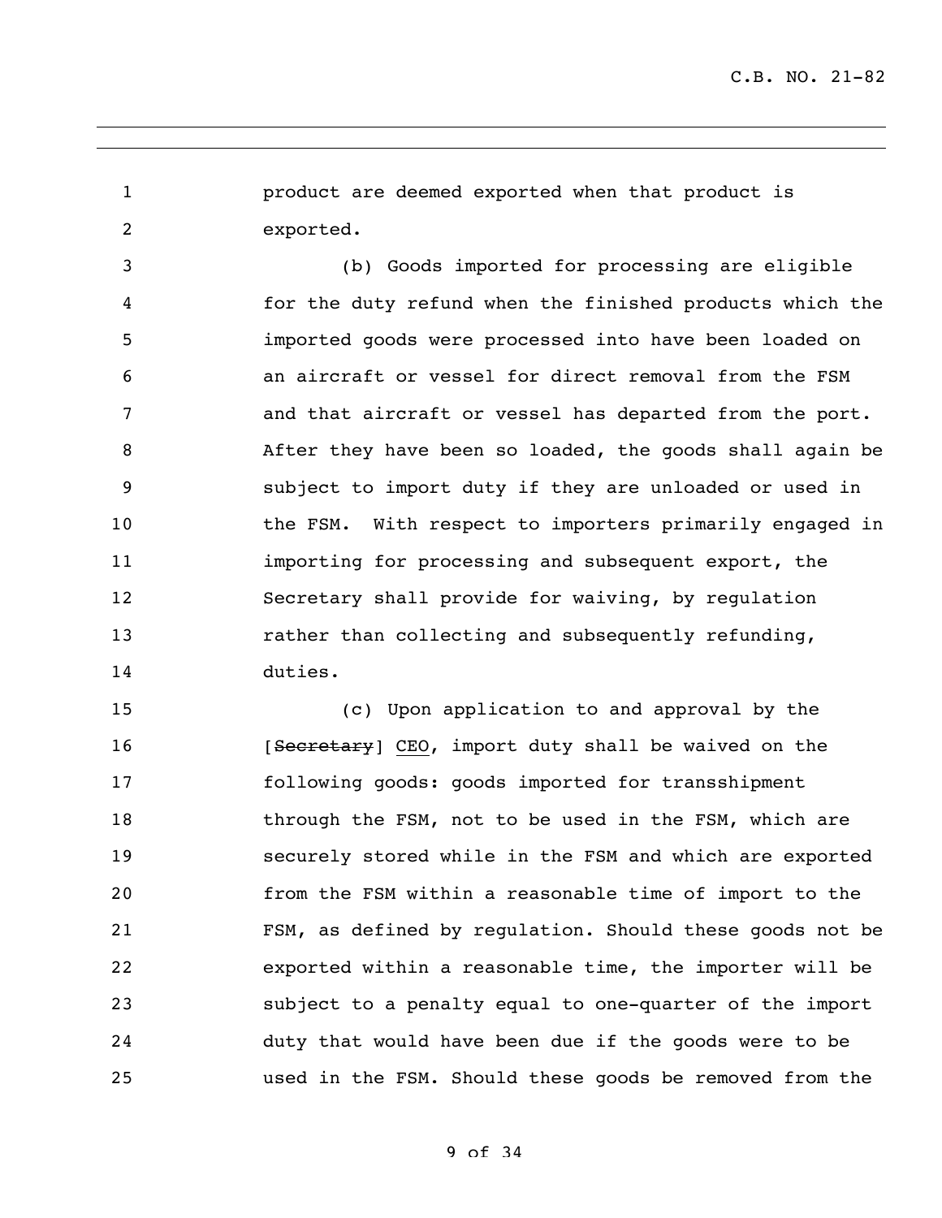product are deemed exported when that product is exported.

(b) Goods imported for processing are eligible for the duty refund when the finished products which the imported goods were processed into have been loaded on an aircraft or vessel for direct removal from the FSM and that aircraft or vessel has departed from the port. After they have been so loaded, the goods shall again be subject to import duty if they are unloaded or used in the FSM. With respect to importers primarily engaged in importing for processing and subsequent export, the Secretary shall provide for waiving, by regulation rather than collecting and subsequently refunding, duties.

(c) Upon application to and approval by the [~~Secretary~~] CEO, import duty shall be waived on the following goods: goods imported for transshipment through the FSM, not to be used in the FSM, which are securely stored while in the FSM and which are exported from the FSM within a reasonable time of import to the FSM, as defined by regulation. Should these goods not be exported within a reasonable time, the importer will be subject to a penalty equal to one-quarter of the import duty that would have been due if the goods were to be used in the FSM. Should these goods be removed from the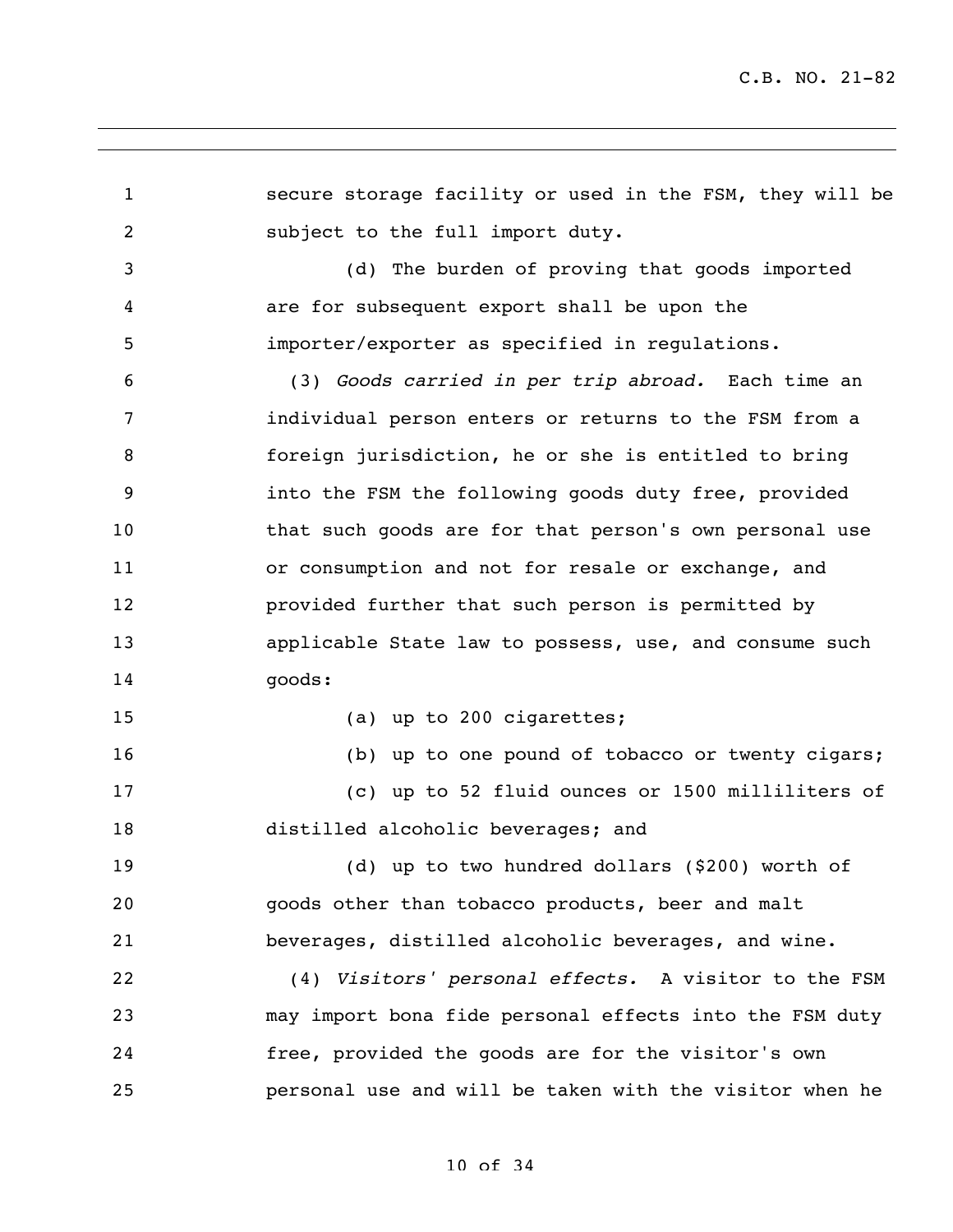secure storage facility or used in the FSM, they will be subject to the full import duty.

(d) The burden of proving that goods imported are for subsequent export shall be upon the importer/exporter as specified in regulations.

(3) *Goods carried in per trip abroad.* Each time an individual person enters or returns to the FSM from a foreign jurisdiction, he or she is entitled to bring into the FSM the following goods duty free, provided that such goods are for that person's own personal use or consumption and not for resale or exchange, and provided further that such person is permitted by applicable State law to possess, use, and consume such goods:

(a) up to 200 cigarettes;

(b) up to one pound of tobacco or twenty cigars;

(c) up to 52 fluid ounces or 1500 milliliters of distilled alcoholic beverages; and

(d) up to two hundred dollars ($200) worth of goods other than tobacco products, beer and malt beverages, distilled alcoholic beverages, and wine.

(4) *Visitors' personal effects.* A visitor to the FSM may import bona fide personal effects into the FSM duty free, provided the goods are for the visitor's own personal use and will be taken with the visitor when he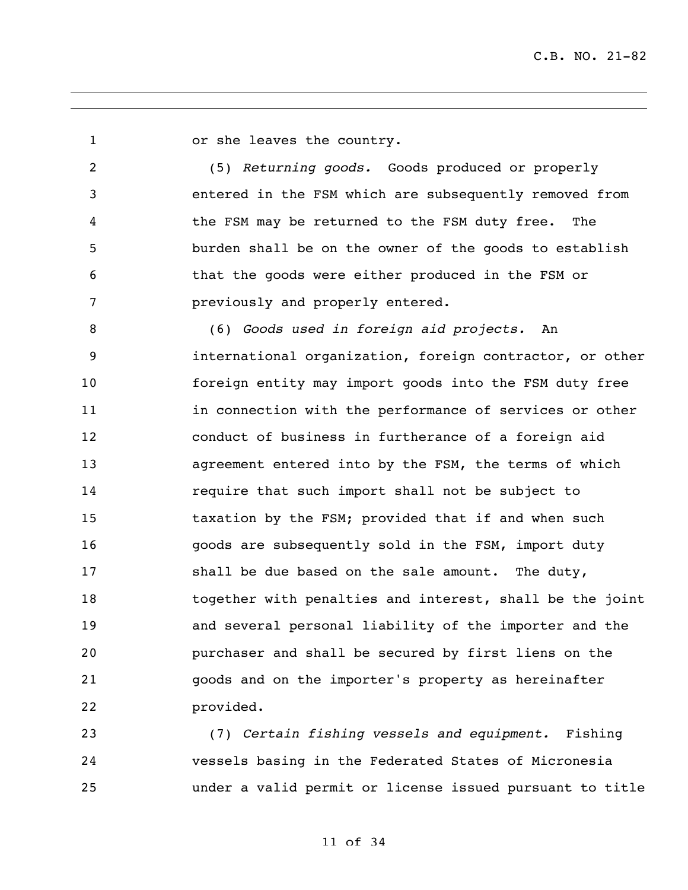or she leaves the country.

(5) *Returning goods.* Goods produced or properly entered in the FSM which are subsequently removed from the FSM may be returned to the FSM duty free. The burden shall be on the owner of the goods to establish that the goods were either produced in the FSM or previously and properly entered.

(6) *Goods used in foreign aid projects.* An international organization, foreign contractor, or other foreign entity may import goods into the FSM duty free in connection with the performance of services or other conduct of business in furtherance of a foreign aid agreement entered into by the FSM, the terms of which require that such import shall not be subject to taxation by the FSM; provided that if and when such goods are subsequently sold in the FSM, import duty shall be due based on the sale amount. The duty, together with penalties and interest, shall be the joint and several personal liability of the importer and the purchaser and shall be secured by first liens on the goods and on the importer's property as hereinafter provided.

(7) *Certain fishing vessels and equipment.* Fishing vessels basing in the Federated States of Micronesia under a valid permit or license issued pursuant to title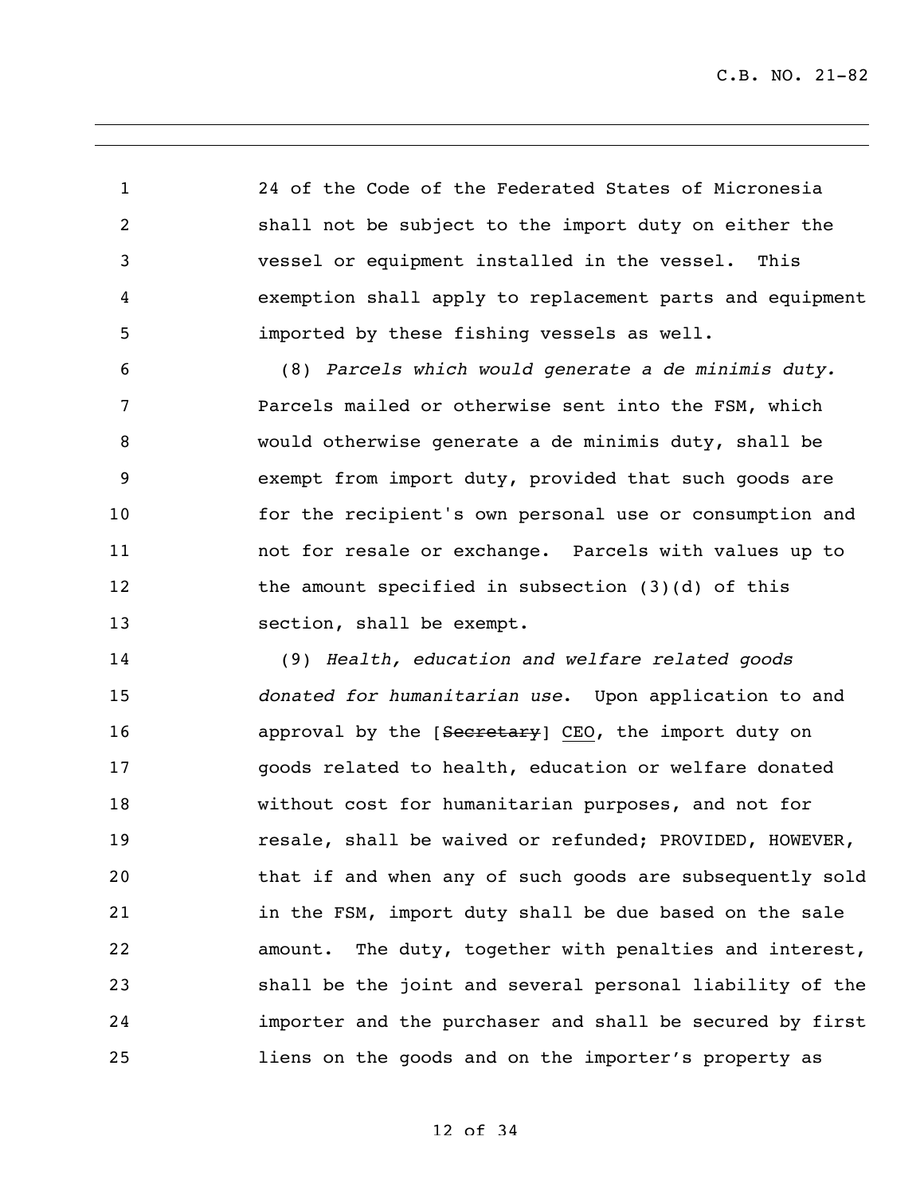24 of the Code of the Federated States of Micronesia shall not be subject to the import duty on either the vessel or equipment installed in the vessel. This exemption shall apply to replacement parts and equipment imported by these fishing vessels as well.

(8) *Parcels which would generate a de minimis duty.* Parcels mailed or otherwise sent into the FSM, which would otherwise generate a de minimis duty, shall be exempt from import duty, provided that such goods are for the recipient's own personal use or consumption and not for resale or exchange. Parcels with values up to the amount specified in subsection (3)(d) of this section, shall be exempt.

(9) *Health, education and welfare related goods donated for humanitarian use*. Upon application to and approval by the [~~Secretary~~] <u>CEO</u>, the import duty on goods related to health, education or welfare donated without cost for humanitarian purposes, and not for resale, shall be waived or refunded; PROVIDED, HOWEVER, that if and when any of such goods are subsequently sold in the FSM, import duty shall be due based on the sale amount. The duty, together with penalties and interest, shall be the joint and several personal liability of the importer and the purchaser and shall be secured by first liens on the goods and on the importer's property as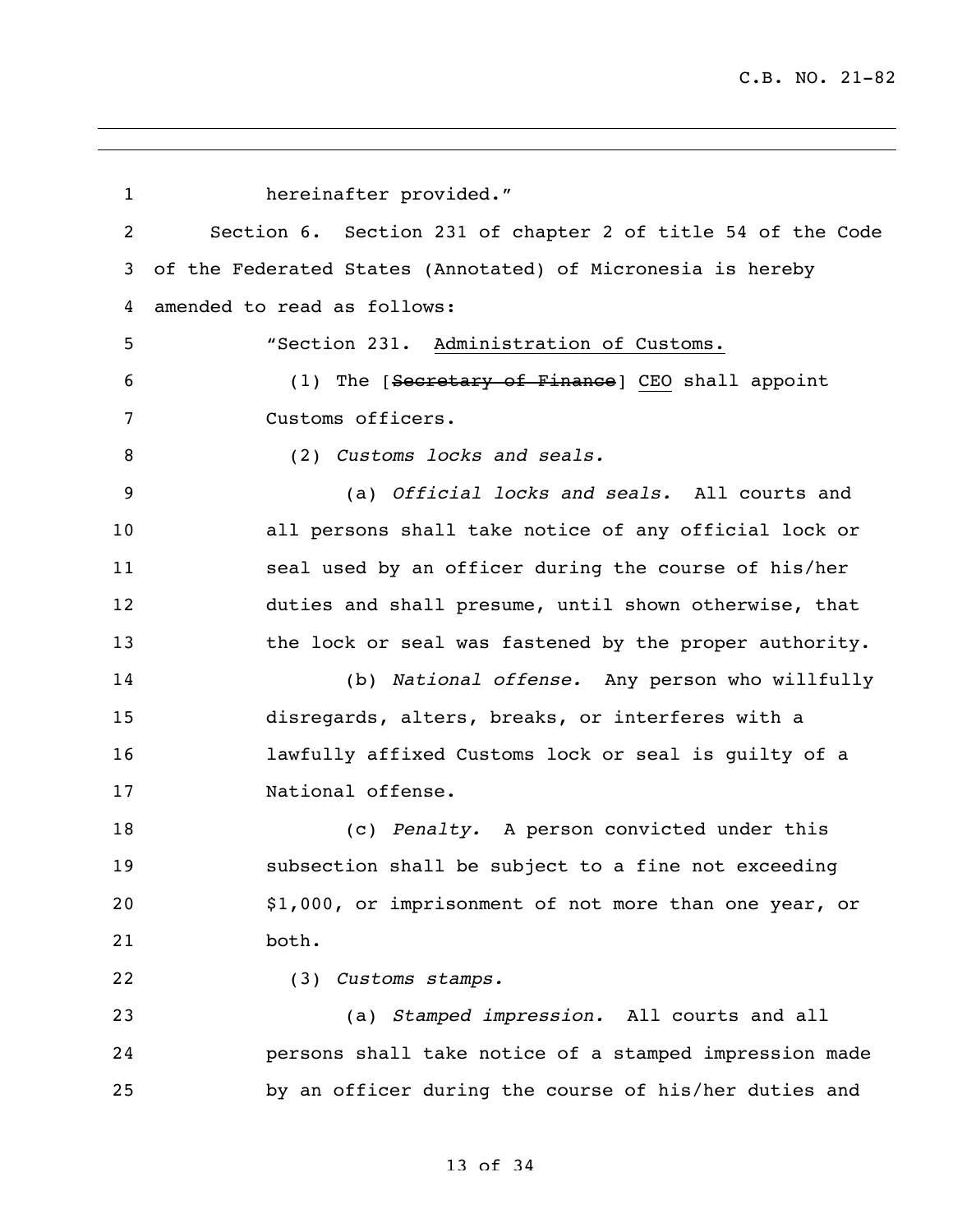hereinafter provided."

Section 6. Section 231 of chapter 2 of title 54 of the Code of the Federated States (Annotated) of Micronesia is hereby amended to read as follows:

"Section 231. Administration of Customs.

(1) The [~~Secretary of Finance~~] CEO shall appoint Customs officers.

(2) *Customs locks and seals.*

(a) *Official locks and seals.* All courts and all persons shall take notice of any official lock or seal used by an officer during the course of his/her duties and shall presume, until shown otherwise, that the lock or seal was fastened by the proper authority.

(b) *National offense.* Any person who willfully disregards, alters, breaks, or interferes with a lawfully affixed Customs lock or seal is guilty of a National offense.

(c) *Penalty.* A person convicted under this subsection shall be subject to a fine not exceeding $1,000, or imprisonment of not more than one year, or both.

(3) *Customs stamps.*

(a) *Stamped impression.* All courts and all persons shall take notice of a stamped impression made by an officer during the course of his/her duties and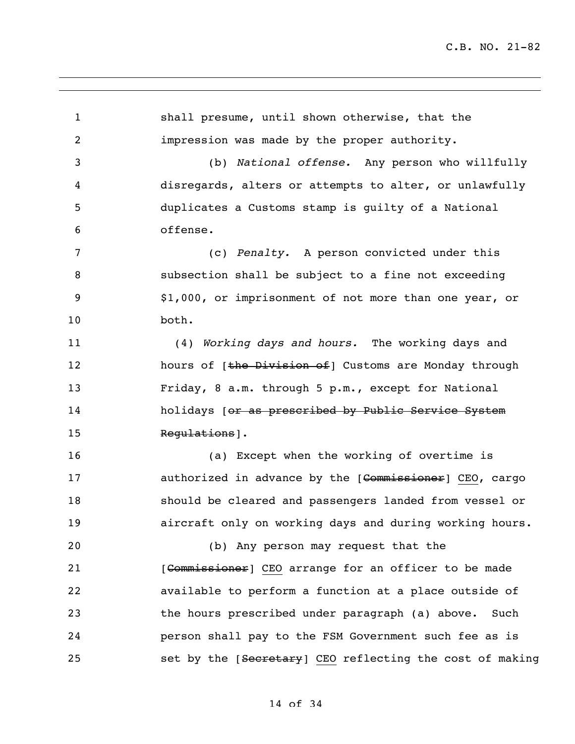shall presume, until shown otherwise, that the impression was made by the proper authority.

(b) *National offense.* Any person who willfully disregards, alters or attempts to alter, or unlawfully duplicates a Customs stamp is guilty of a National offense.

(c) *Penalty.* A person convicted under this subsection shall be subject to a fine not exceeding $1,000, or imprisonment of not more than one year, or both.

(4) *Working days and hours.* The working days and hours of [~~the Division of~~] Customs are Monday through Friday, 8 a.m. through 5 p.m., except for National holidays [~~or as prescribed by Public Service System Regulations~~].

(a) Except when the working of overtime is authorized in advance by the [~~Commissioner~~] <u>CEO</u>, cargo should be cleared and passengers landed from vessel or aircraft only on working days and during working hours.

(b) Any person may request that the [~~Commissioner~~] <u>CEO</u> arrange for an officer to be made available to perform a function at a place outside of the hours prescribed under paragraph (a) above. Such person shall pay to the FSM Government such fee as is set by the [~~Secretary~~] <u>CEO</u> reflecting the cost of making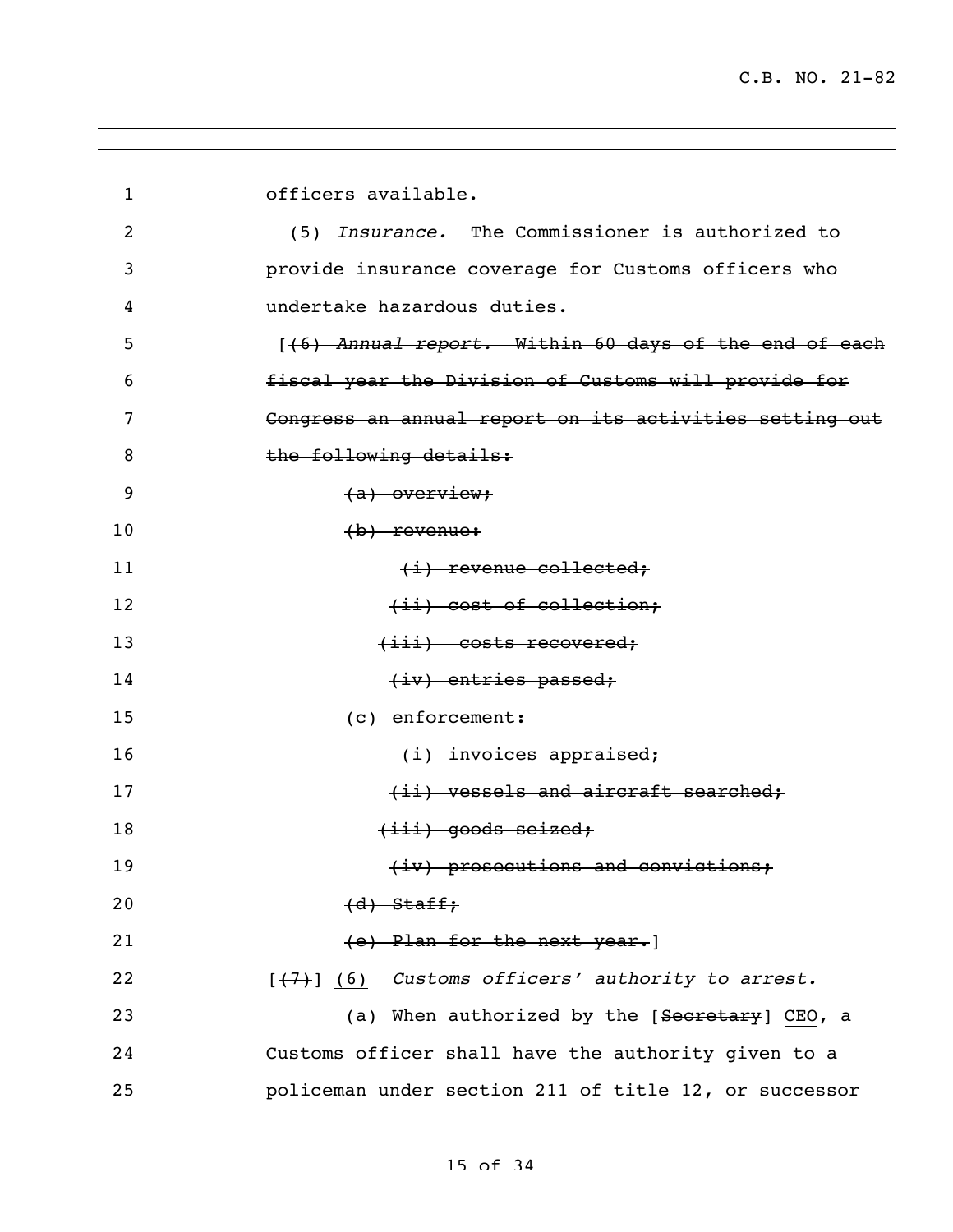officers available.

(5) *Insurance.* The Commissioner is authorized to provide insurance coverage for Customs officers who undertake hazardous duties.

[~~(6) *Annual report.* Within 60 days of the end of each fiscal year the Division of Customs will provide for Congress an annual report on its activities setting out the following details:~~

~~(a) overview;~~

~~(b) revenue:~~

~~(i) revenue collected;~~

~~(ii) cost of collection;~~

~~(iii) costs recovered;~~

~~(iv) entries passed;~~

~~(c) enforcement:~~

~~(i) invoices appraised;~~

~~(ii) vessels and aircraft searched;~~

~~(iii) goods seized;~~

~~(iv) prosecutions and convictions;~~

~~(d) Staff;~~

~~(e) Plan for the next year.~~]

[~~(7)~~] <u>(6)</u> *Customs officers' authority to arrest.*

(a) When authorized by the [~~Secretary~~] <u>CEO</u>, a Customs officer shall have the authority given to a policeman under section 211 of title 12, or successor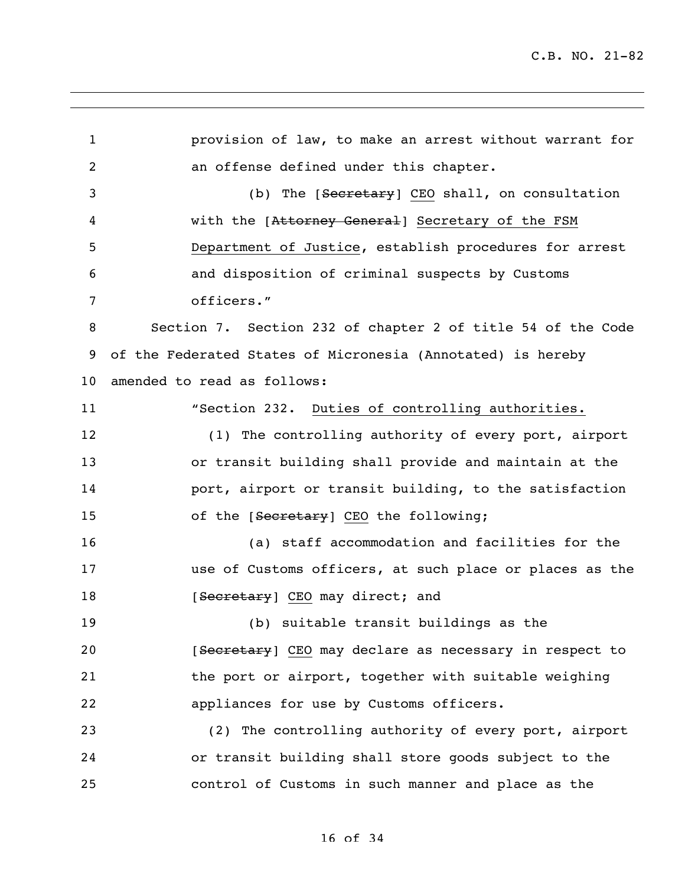provision of law, to make an arrest without warrant for an offense defined under this chapter.

(b) The [~~Secretary~~] <u>CEO</u> shall, on consultation with the [~~Attorney General~~] <u>Secretary of the FSM Department of Justice</u>, establish procedures for arrest and disposition of criminal suspects by Customs officers."

Section 7. Section 232 of chapter 2 of title 54 of the Code of the Federated States of Micronesia (Annotated) is hereby amended to read as follows:

"Section 232. <u>Duties of controlling authorities.</u>

(1) The controlling authority of every port, airport or transit building shall provide and maintain at the port, airport or transit building, to the satisfaction of the [~~Secretary~~] <u>CEO</u> the following;

(a) staff accommodation and facilities for the use of Customs officers, at such place or places as the [~~Secretary~~] <u>CEO</u> may direct; and

(b) suitable transit buildings as the [~~Secretary~~] <u>CEO</u> may declare as necessary in respect to the port or airport, together with suitable weighing appliances for use by Customs officers.

(2) The controlling authority of every port, airport or transit building shall store goods subject to the control of Customs in such manner and place as the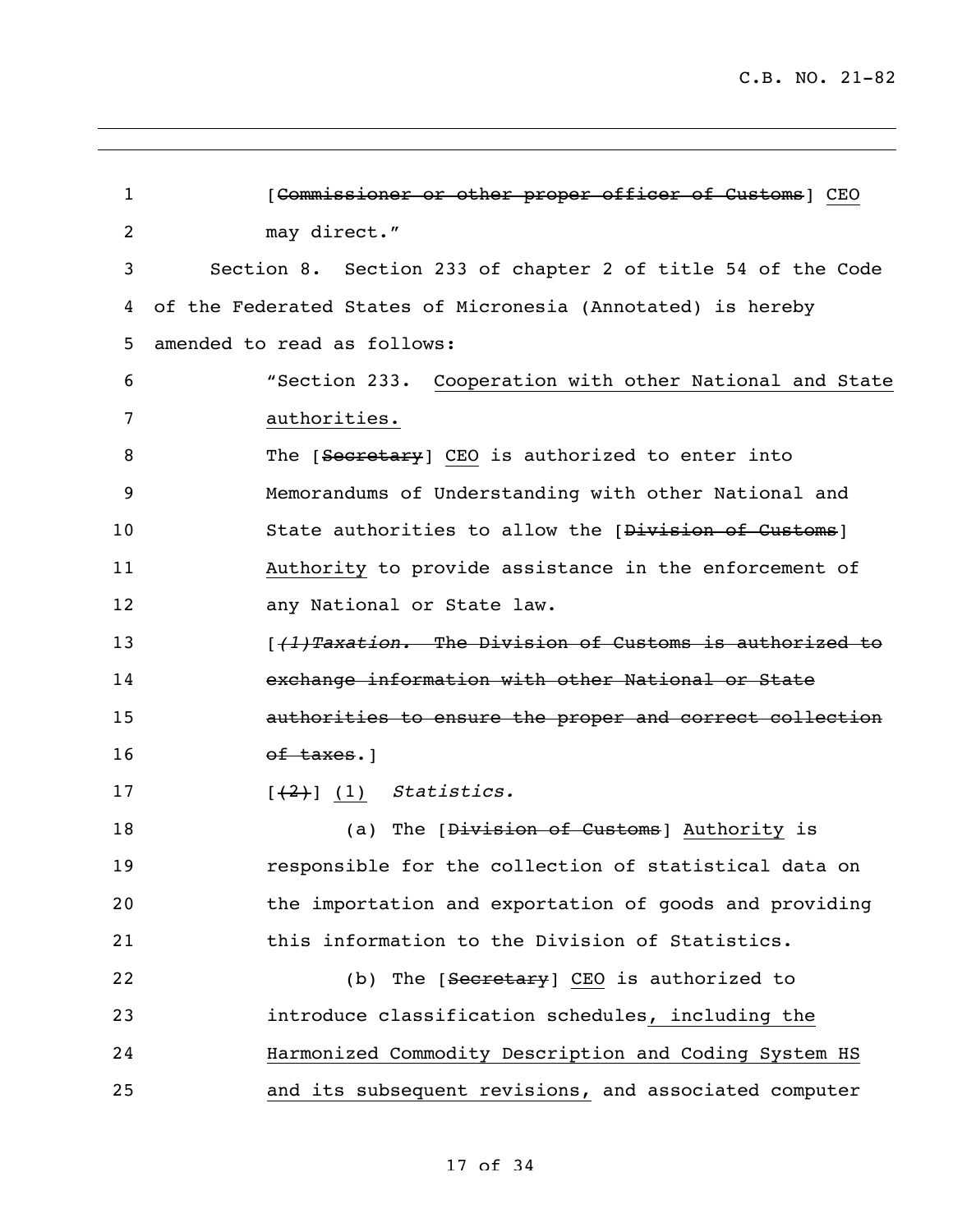[~~Commissioner or other proper officer of Customs~~] <u>CEO</u> may direct."

Section 8. Section 233 of chapter 2 of title 54 of the Code of the Federated States of Micronesia (Annotated) is hereby amended to read as follows:

"Section 233. <u>Cooperation with other National and State authorities.</u>

The [~~Secretary~~] <u>CEO</u> is authorized to enter into Memorandums of Understanding with other National and State authorities to allow the [~~Division of Customs~~] <u>Authority</u> to provide assistance in the enforcement of any National or State law.

[~~*(1)Taxation.* The Division of Customs is authorized to exchange information with other National or State authorities to ensure the proper and correct collection of taxes~~.]

[~~(2)~~] <u>(1)</u> *Statistics.*

(a) The [~~Division of Customs~~] <u>Authority</u> is responsible for the collection of statistical data on the importation and exportation of goods and providing this information to the Division of Statistics.

(b) The [~~Secretary~~] <u>CEO</u> is authorized to introduce classification schedules<u>, including the Harmonized Commodity Description and Coding System HS and its subsequent revisions,</u> and associated computer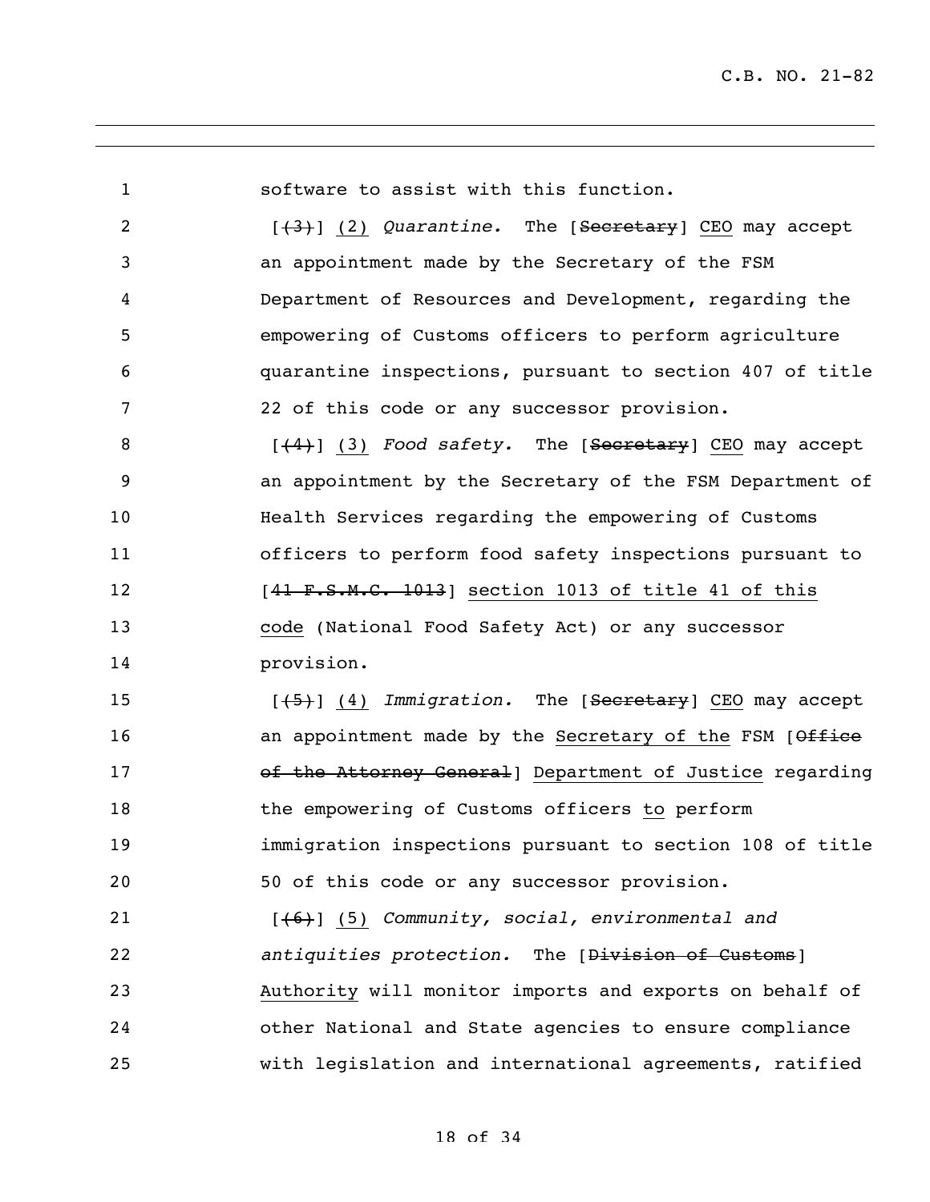software to assist with this function.

[~~(3)~~] <u>(2)</u> *Quarantine.* The [~~Secretary~~] <u>CEO</u> may accept an appointment made by the Secretary of the FSM Department of Resources and Development, regarding the empowering of Customs officers to perform agriculture quarantine inspections, pursuant to section 407 of title 22 of this code or any successor provision.

[~~(4)~~] <u>(3)</u> *Food safety.* The [~~Secretary~~] <u>CEO</u> may accept an appointment by the Secretary of the FSM Department of Health Services regarding the empowering of Customs officers to perform food safety inspections pursuant to [~~41 F.S.M.C. 1013~~] <u>section 1013 of title 41 of this code</u> (National Food Safety Act) or any successor provision.

[~~(5)~~] <u>(4)</u> *Immigration.* The [~~Secretary~~] <u>CEO</u> may accept an appointment made by the <u>Secretary of the</u> FSM [~~Office of the Attorney General~~] <u>Department of Justice</u> regarding the empowering of Customs officers <u>to</u> perform immigration inspections pursuant to section 108 of title 50 of this code or any successor provision.

[~~(6)~~] <u>(5)</u> *Community, social, environmental and antiquities protection.* The [~~Division of Customs~~] <u>Authority</u> will monitor imports and exports on behalf of other National and State agencies to ensure compliance with legislation and international agreements, ratified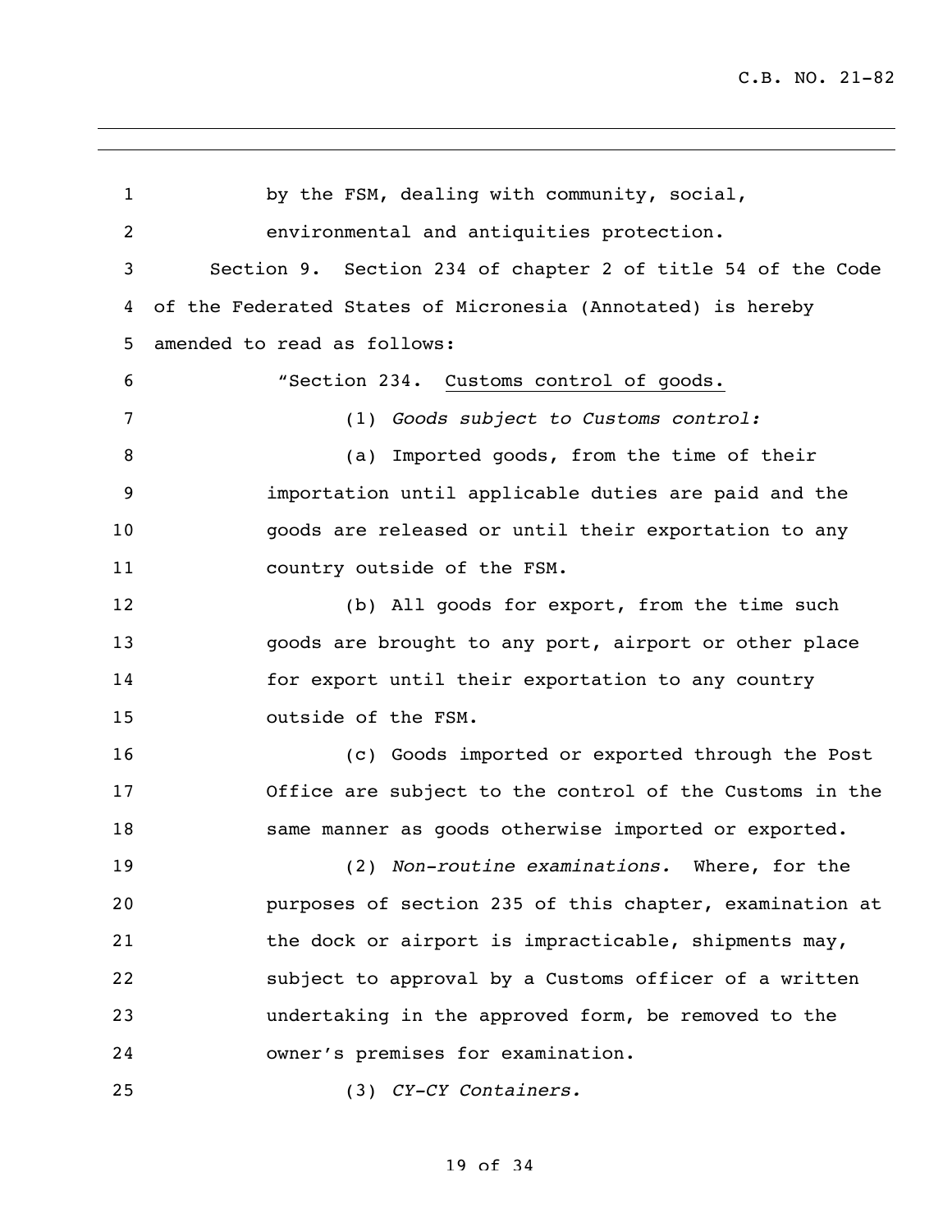by the FSM, dealing with community, social, environmental and antiquities protection.

Section 9. Section 234 of chapter 2 of title 54 of the Code of the Federated States of Micronesia (Annotated) is hereby amended to read as follows:

"Section 234. Customs control of goods.

(1) *Goods subject to Customs control:*

(a) Imported goods, from the time of their importation until applicable duties are paid and the goods are released or until their exportation to any country outside of the FSM.

(b) All goods for export, from the time such goods are brought to any port, airport or other place for export until their exportation to any country outside of the FSM.

(c) Goods imported or exported through the Post Office are subject to the control of the Customs in the same manner as goods otherwise imported or exported.

(2) *Non-routine examinations.* Where, for the purposes of section 235 of this chapter, examination at the dock or airport is impracticable, shipments may, subject to approval by a Customs officer of a written undertaking in the approved form, be removed to the owner's premises for examination.

(3) *CY-CY Containers.*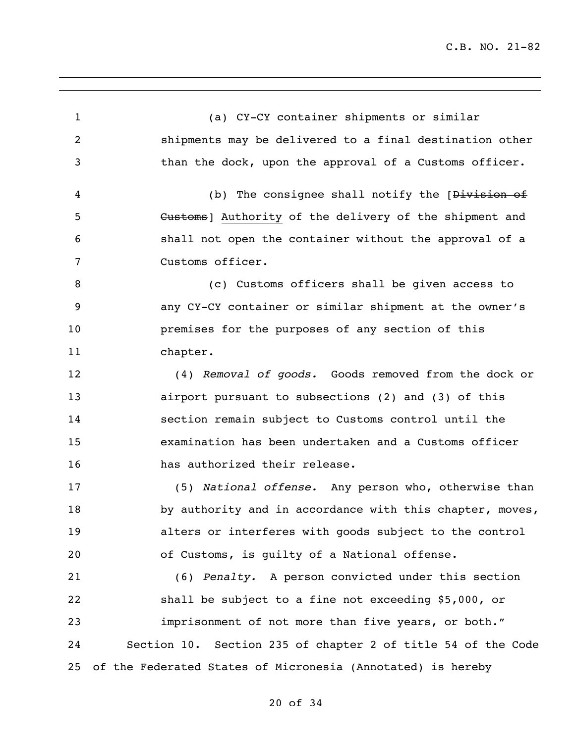(a) CY-CY container shipments or similar shipments may be delivered to a final destination other than the dock, upon the approval of a Customs officer.

(b) The consignee shall notify the [~~Division of Customs~~] <u>Authority</u> of the delivery of the shipment and shall not open the container without the approval of a Customs officer.

(c) Customs officers shall be given access to any CY-CY container or similar shipment at the owner's premises for the purposes of any section of this chapter.

(4) *Removal of goods.* Goods removed from the dock or airport pursuant to subsections (2) and (3) of this section remain subject to Customs control until the examination has been undertaken and a Customs officer has authorized their release.

(5) *National offense.* Any person who, otherwise than by authority and in accordance with this chapter, moves, alters or interferes with goods subject to the control of Customs, is guilty of a National offense.

(6) *Penalty.* A person convicted under this section shall be subject to a fine not exceeding $5,000, or imprisonment of not more than five years, or both."

Section 10. Section 235 of chapter 2 of title 54 of the Code of the Federated States of Micronesia (Annotated) is hereby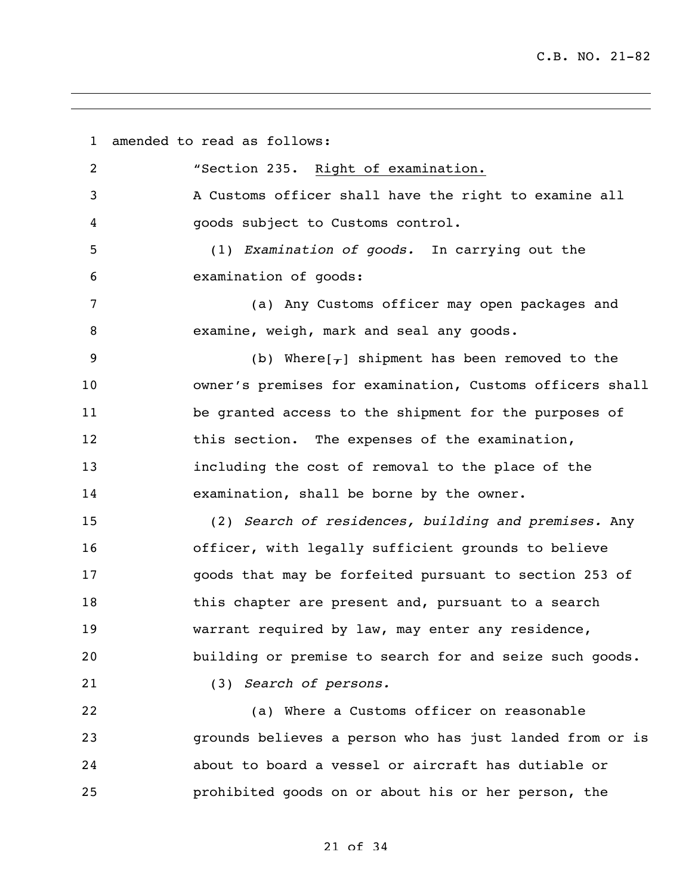amended to read as follows:

"Section 235. Right of examination.

A Customs officer shall have the right to examine all goods subject to Customs control.

(1) *Examination of goods.* In carrying out the examination of goods:

(a) Any Customs officer may open packages and examine, weigh, mark and seal any goods.

(b) Where[,] shipment has been removed to the owner's premises for examination, Customs officers shall be granted access to the shipment for the purposes of this section. The expenses of the examination, including the cost of removal to the place of the examination, shall be borne by the owner.

(2) *Search of residences, building and premises.* Any officer, with legally sufficient grounds to believe goods that may be forfeited pursuant to section 253 of this chapter are present and, pursuant to a search warrant required by law, may enter any residence, building or premise to search for and seize such goods.

(3) *Search of persons.*

(a) Where a Customs officer on reasonable grounds believes a person who has just landed from or is about to board a vessel or aircraft has dutiable or prohibited goods on or about his or her person, the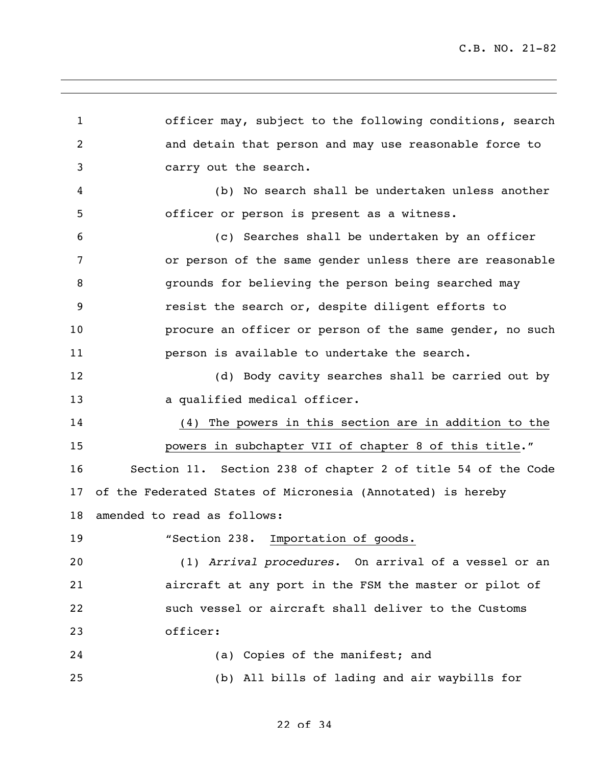officer may, subject to the following conditions, search and detain that person and may use reasonable force to carry out the search.

(b) No search shall be undertaken unless another officer or person is present as a witness.

(c) Searches shall be undertaken by an officer or person of the same gender unless there are reasonable grounds for believing the person being searched may resist the search or, despite diligent efforts to procure an officer or person of the same gender, no such person is available to undertake the search.

(d) Body cavity searches shall be carried out by a qualified medical officer.

<u>(4) The powers in this section are in addition to the powers in subchapter VII of chapter 8 of this title</u>."

Section 11. Section 238 of chapter 2 of title 54 of the Code of the Federated States of Micronesia (Annotated) is hereby amended to read as follows:

"Section 238. <u>Importation of goods.</u>

(1) *Arrival procedures.* On arrival of a vessel or an aircraft at any port in the FSM the master or pilot of such vessel or aircraft shall deliver to the Customs officer:

(a) Copies of the manifest; and

(b) All bills of lading and air waybills for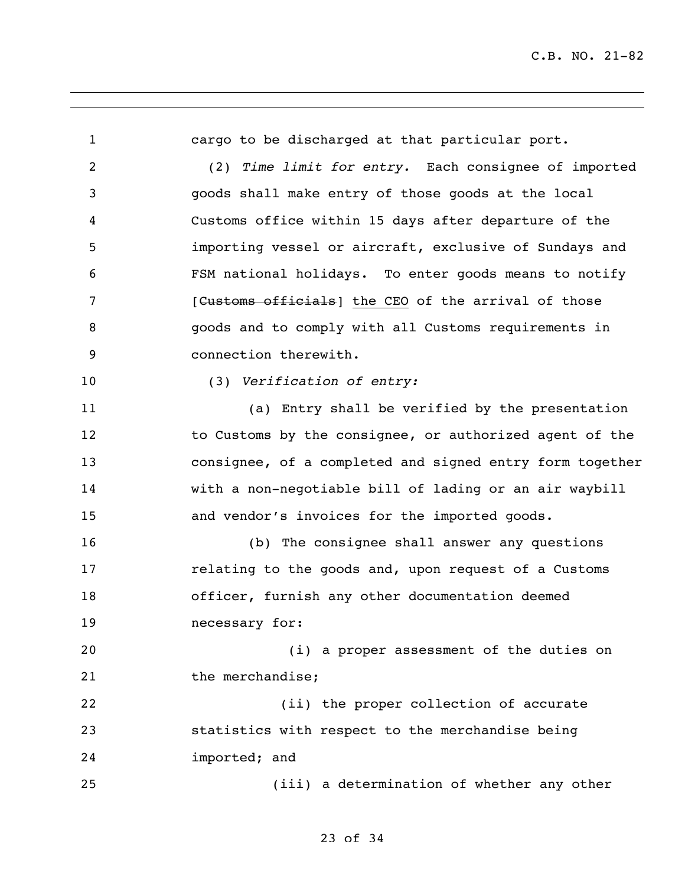cargo to be discharged at that particular port.

(2) *Time limit for entry.* Each consignee of imported goods shall make entry of those goods at the local Customs office within 15 days after departure of the importing vessel or aircraft, exclusive of Sundays and FSM national holidays. To enter goods means to notify [~~Customs officials~~] <u>the CEO</u> of the arrival of those goods and to comply with all Customs requirements in connection therewith.

(3) *Verification of entry:*

(a) Entry shall be verified by the presentation to Customs by the consignee, or authorized agent of the consignee, of a completed and signed entry form together with a non-negotiable bill of lading or an air waybill and vendor's invoices for the imported goods.

(b) The consignee shall answer any questions relating to the goods and, upon request of a Customs officer, furnish any other documentation deemed necessary for:

(i) a proper assessment of the duties on the merchandise;

(ii) the proper collection of accurate statistics with respect to the merchandise being imported; and

(iii) a determination of whether any other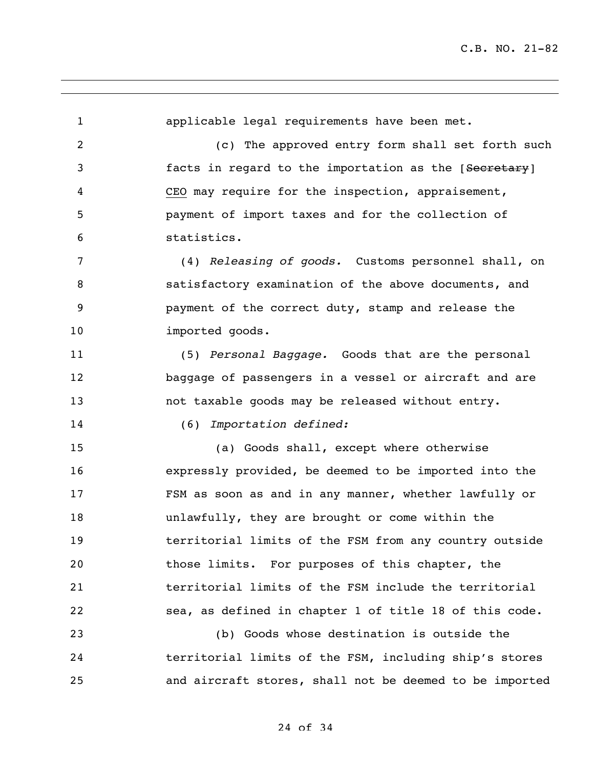applicable legal requirements have been met.

(c) The approved entry form shall set forth such facts in regard to the importation as the [~~Secretary~~] <u>CEO</u> may require for the inspection, appraisement, payment of import taxes and for the collection of statistics.

(4) *Releasing of goods.* Customs personnel shall, on satisfactory examination of the above documents, and payment of the correct duty, stamp and release the imported goods.

(5) *Personal Baggage.* Goods that are the personal baggage of passengers in a vessel or aircraft and are not taxable goods may be released without entry.

(6) *Importation defined:*

(a) Goods shall, except where otherwise expressly provided, be deemed to be imported into the FSM as soon as and in any manner, whether lawfully or unlawfully, they are brought or come within the territorial limits of the FSM from any country outside those limits. For purposes of this chapter, the territorial limits of the FSM include the territorial sea, as defined in chapter 1 of title 18 of this code.

(b) Goods whose destination is outside the territorial limits of the FSM, including ship's stores and aircraft stores, shall not be deemed to be imported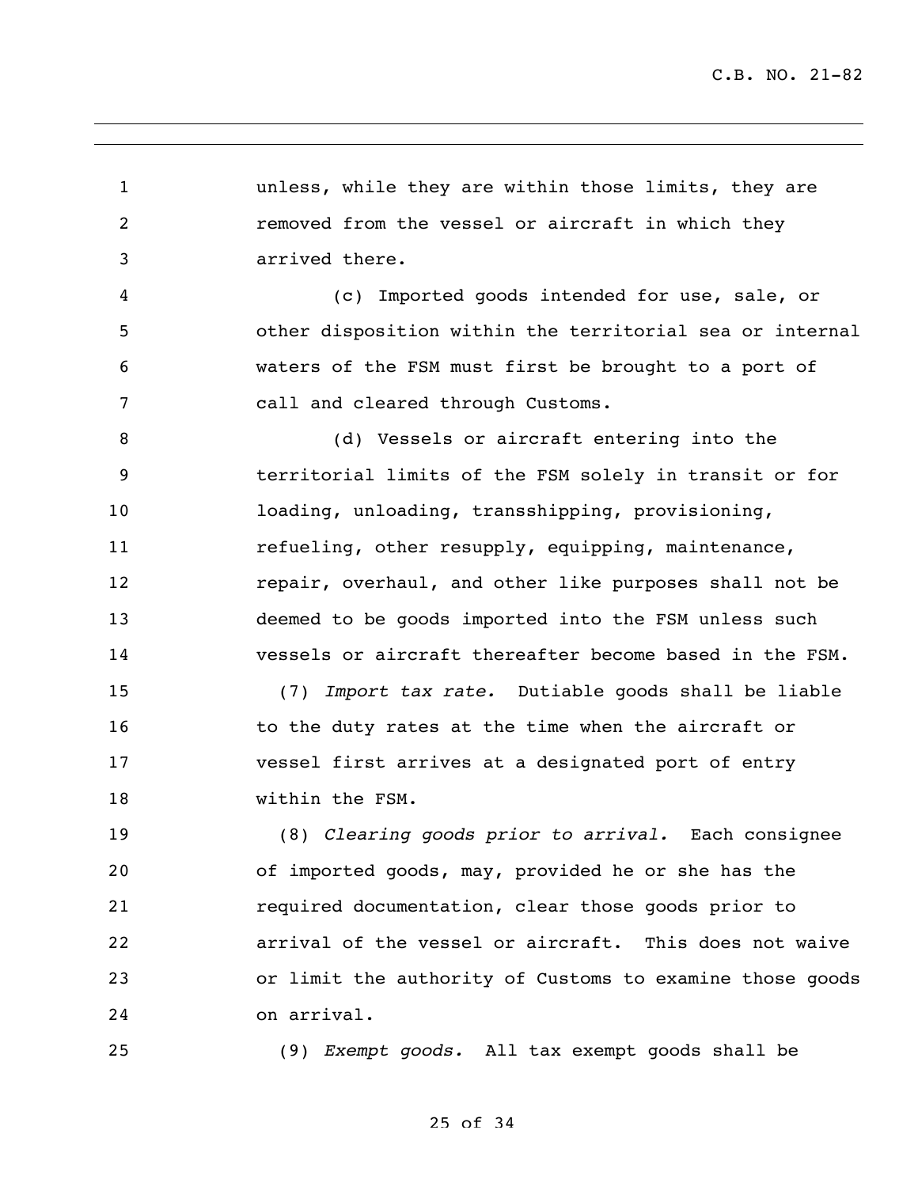unless, while they are within those limits, they are removed from the vessel or aircraft in which they arrived there.

(c) Imported goods intended for use, sale, or other disposition within the territorial sea or internal waters of the FSM must first be brought to a port of call and cleared through Customs.

(d) Vessels or aircraft entering into the territorial limits of the FSM solely in transit or for loading, unloading, transshipping, provisioning, refueling, other resupply, equipping, maintenance, repair, overhaul, and other like purposes shall not be deemed to be goods imported into the FSM unless such vessels or aircraft thereafter become based in the FSM.

(7) *Import tax rate.* Dutiable goods shall be liable to the duty rates at the time when the aircraft or vessel first arrives at a designated port of entry within the FSM.

(8) *Clearing goods prior to arrival.* Each consignee of imported goods, may, provided he or she has the required documentation, clear those goods prior to arrival of the vessel or aircraft. This does not waive or limit the authority of Customs to examine those goods on arrival.

(9) *Exempt goods.* All tax exempt goods shall be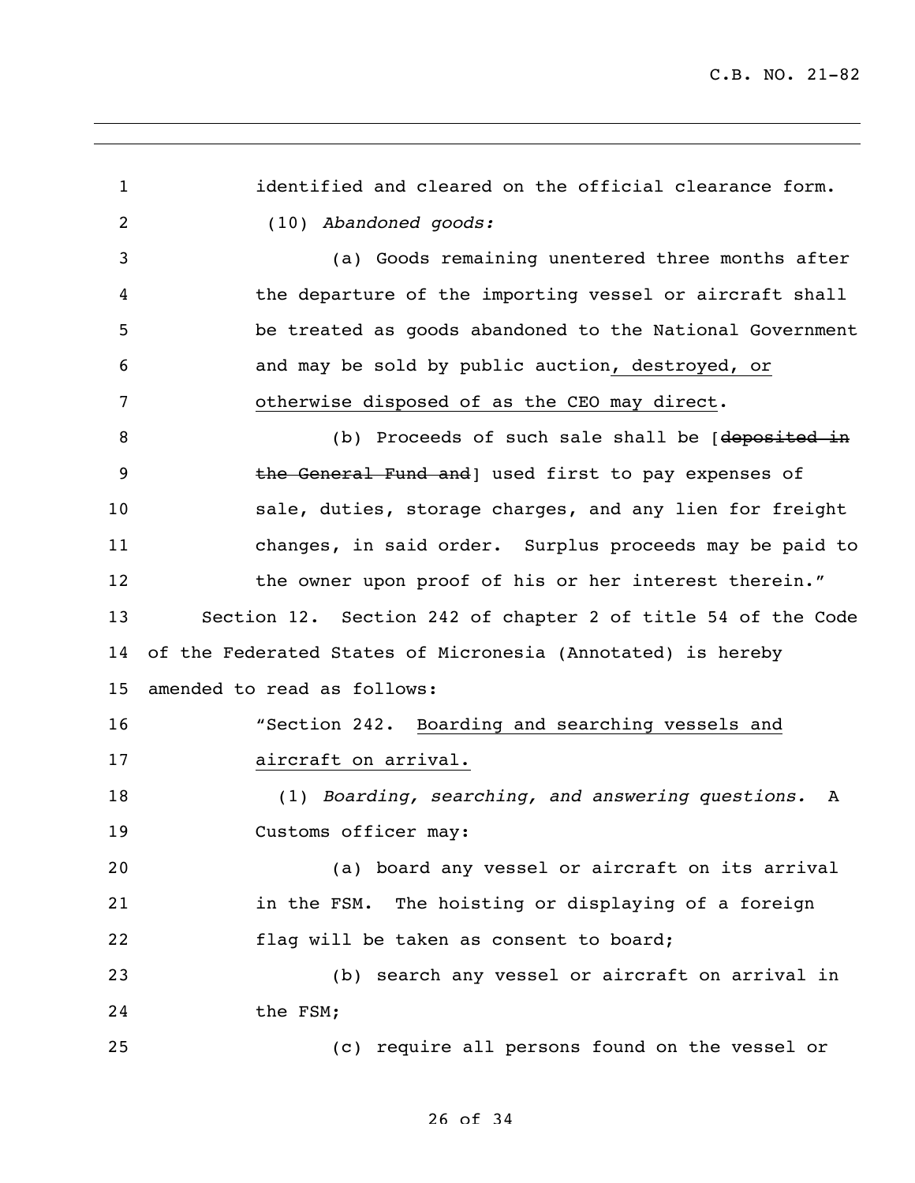identified and cleared on the official clearance form.

(10) *Abandoned goods:*

(a) Goods remaining unentered three months after the departure of the importing vessel or aircraft shall be treated as goods abandoned to the National Government and may be sold by public auction<u>, destroyed, or otherwise disposed of as the CEO may direct</u>.

(b) Proceeds of such sale shall be [~~deposited in the General Fund and~~] used first to pay expenses of sale, duties, storage charges, and any lien for freight changes, in said order. Surplus proceeds may be paid to the owner upon proof of his or her interest therein."

Section 12. Section 242 of chapter 2 of title 54 of the Code of the Federated States of Micronesia (Annotated) is hereby amended to read as follows:

"Section 242. <u>Boarding and searching vessels and aircraft on arrival.</u>

(1) *Boarding, searching, and answering questions.* A Customs officer may:

(a) board any vessel or aircraft on its arrival in the FSM. The hoisting or displaying of a foreign flag will be taken as consent to board;

(b) search any vessel or aircraft on arrival in the FSM;

(c) require all persons found on the vessel or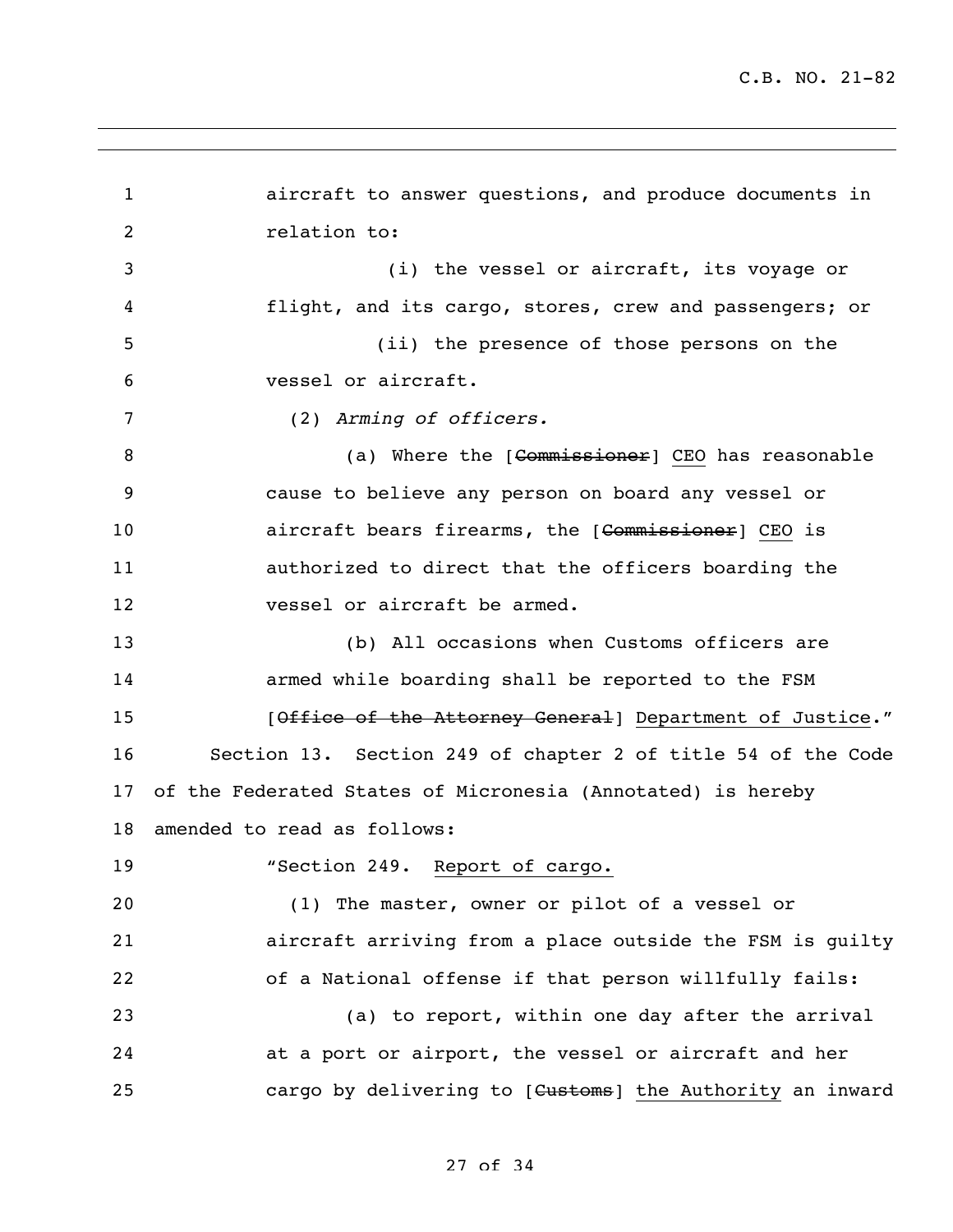aircraft to answer questions, and produce documents in relation to:

(i) the vessel or aircraft, its voyage or flight, and its cargo, stores, crew and passengers; or

(ii) the presence of those persons on the vessel or aircraft.

(2) *Arming of officers.*

(a) Where the [~~Commissioner~~] CEO has reasonable cause to believe any person on board any vessel or aircraft bears firearms, the [~~Commissioner~~] CEO is authorized to direct that the officers boarding the vessel or aircraft be armed.

(b) All occasions when Customs officers are armed while boarding shall be reported to the FSM [~~Office of the Attorney General~~] Department of Justice."

Section 13. Section 249 of chapter 2 of title 54 of the Code of the Federated States of Micronesia (Annotated) is hereby amended to read as follows:

"Section 249. Report of cargo.

(1) The master, owner or pilot of a vessel or aircraft arriving from a place outside the FSM is guilty of a National offense if that person willfully fails:

(a) to report, within one day after the arrival at a port or airport, the vessel or aircraft and her cargo by delivering to [~~Customs~~] the Authority an inward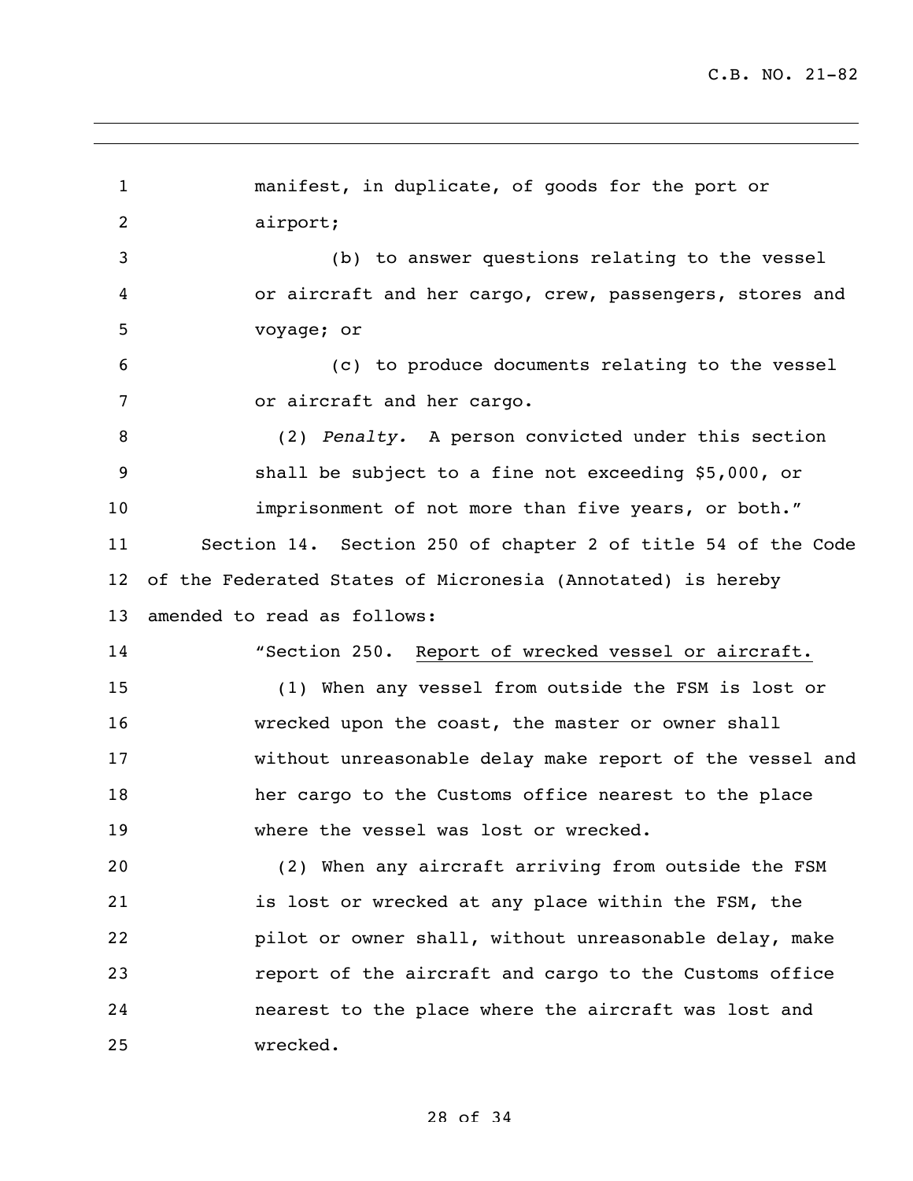manifest, in duplicate, of goods for the port or airport;

(b) to answer questions relating to the vessel or aircraft and her cargo, crew, passengers, stores and voyage; or

(c) to produce documents relating to the vessel or aircraft and her cargo.

(2) *Penalty.* A person convicted under this section shall be subject to a fine not exceeding $5,000, or imprisonment of not more than five years, or both."

Section 14. Section 250 of chapter 2 of title 54 of the Code of the Federated States of Micronesia (Annotated) is hereby amended to read as follows:

"Section 250. Report of wrecked vessel or aircraft.

(1) When any vessel from outside the FSM is lost or wrecked upon the coast, the master or owner shall without unreasonable delay make report of the vessel and her cargo to the Customs office nearest to the place where the vessel was lost or wrecked.

(2) When any aircraft arriving from outside the FSM is lost or wrecked at any place within the FSM, the pilot or owner shall, without unreasonable delay, make report of the aircraft and cargo to the Customs office nearest to the place where the aircraft was lost and wrecked.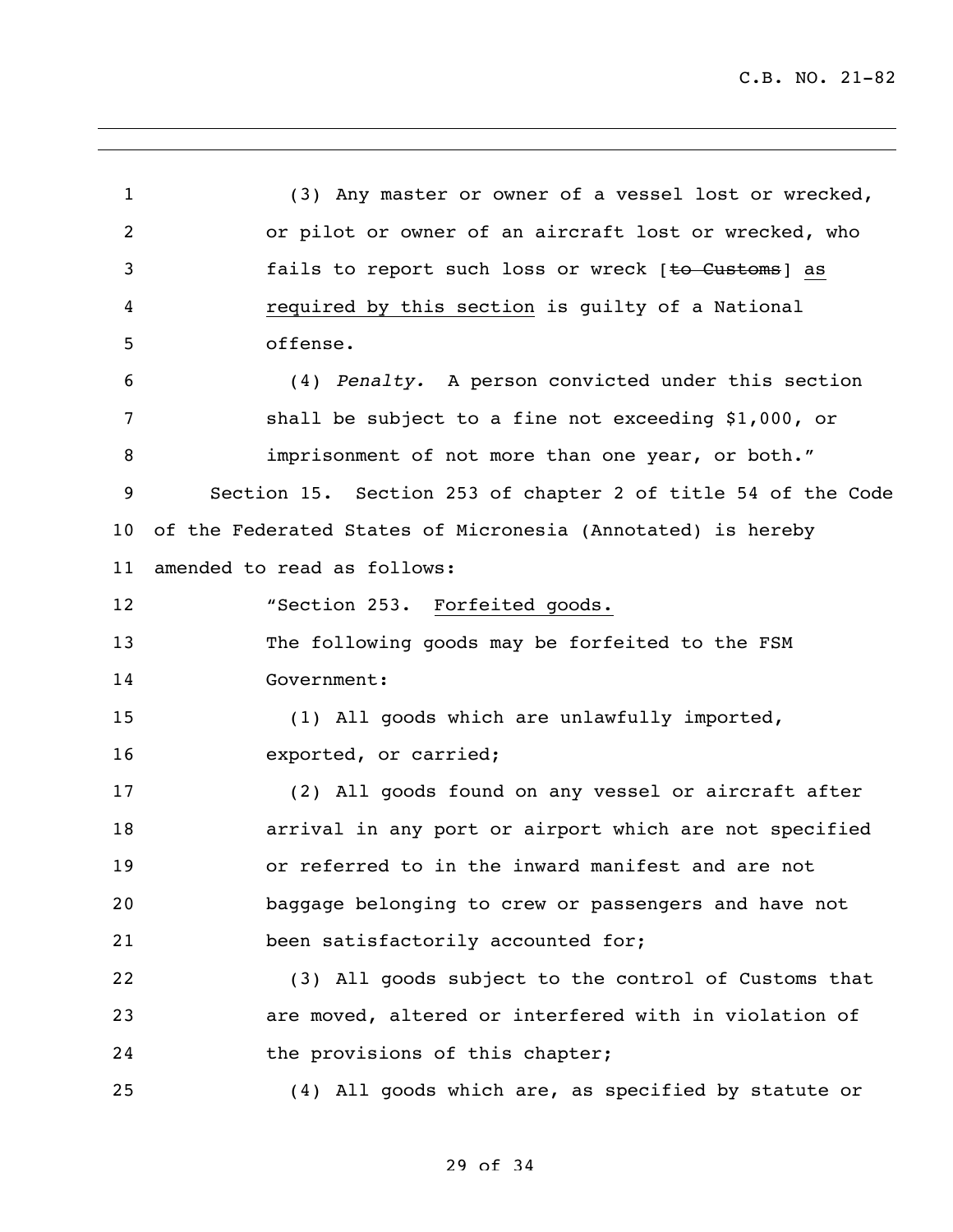(3) Any master or owner of a vessel lost or wrecked, or pilot or owner of an aircraft lost or wrecked, who fails to report such loss or wreck [~~to Customs~~] <u>as required by this section</u> is guilty of a National offense.

(4) *Penalty.* A person convicted under this section shall be subject to a fine not exceeding $1,000, or imprisonment of not more than one year, or both."

Section 15. Section 253 of chapter 2 of title 54 of the Code of the Federated States of Micronesia (Annotated) is hereby amended to read as follows:

"Section 253. <u>Forfeited goods.</u>

The following goods may be forfeited to the FSM Government:

(1) All goods which are unlawfully imported, exported, or carried;

(2) All goods found on any vessel or aircraft after arrival in any port or airport which are not specified or referred to in the inward manifest and are not baggage belonging to crew or passengers and have not been satisfactorily accounted for;

(3) All goods subject to the control of Customs that are moved, altered or interfered with in violation of the provisions of this chapter;

(4) All goods which are, as specified by statute or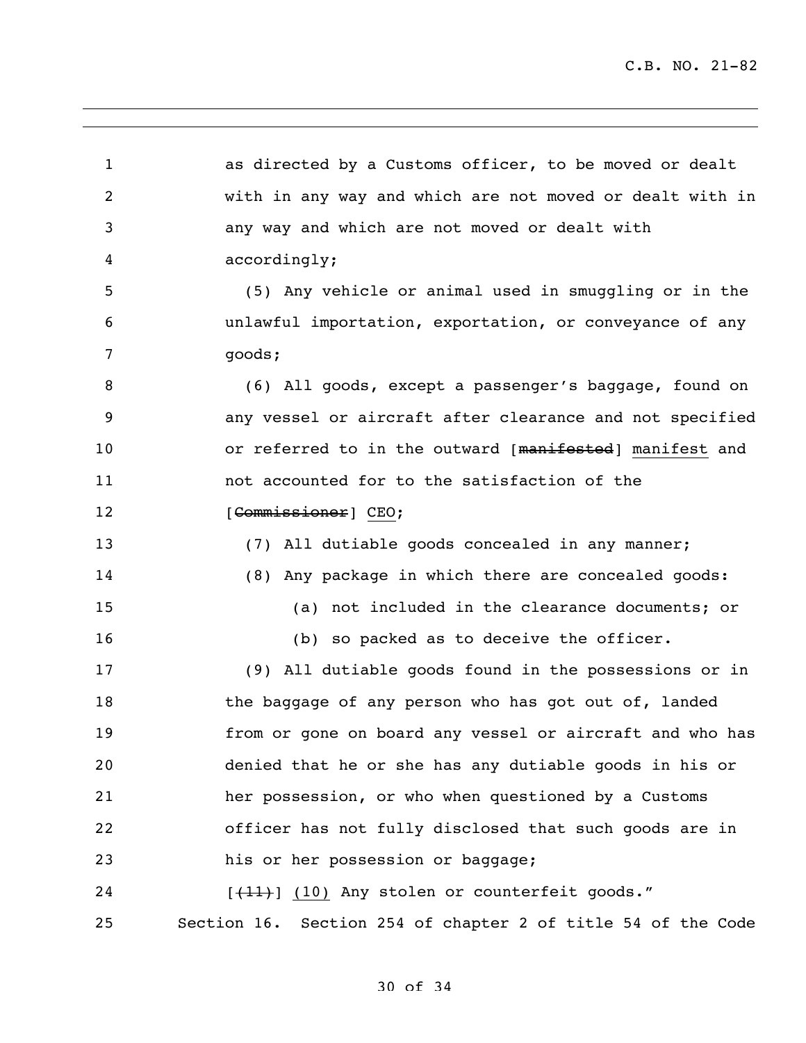as directed by a Customs officer, to be moved or dealt with in any way and which are not moved or dealt with in any way and which are not moved or dealt with accordingly;

(5) Any vehicle or animal used in smuggling or in the unlawful importation, exportation, or conveyance of any goods;

(6) All goods, except a passenger's baggage, found on any vessel or aircraft after clearance and not specified or referred to in the outward [~~manifested~~] <u>manifest</u> and not accounted for to the satisfaction of the [~~Commissioner~~] <u>CEO</u>;

(7) All dutiable goods concealed in any manner;

(8) Any package in which there are concealed goods:

(a) not included in the clearance documents; or

(b) so packed as to deceive the officer.

(9) All dutiable goods found in the possessions or in the baggage of any person who has got out of, landed from or gone on board any vessel or aircraft and who has denied that he or she has any dutiable goods in his or her possession, or who when questioned by a Customs officer has not fully disclosed that such goods are in his or her possession or baggage;

[~~(11)~~] <u>(10)</u> Any stolen or counterfeit goods."

Section 16. Section 254 of chapter 2 of title 54 of the Code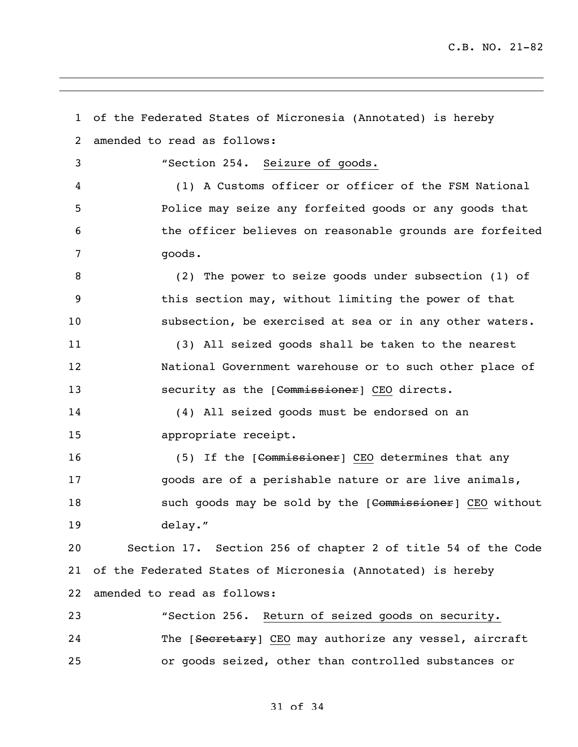of the Federated States of Micronesia (Annotated) is hereby amended to read as follows:

"Section 254. Seizure of goods.

(1) A Customs officer or officer of the FSM National Police may seize any forfeited goods or any goods that the officer believes on reasonable grounds are forfeited goods.

(2) The power to seize goods under subsection (1) of this section may, without limiting the power of that subsection, be exercised at sea or in any other waters.

(3) All seized goods shall be taken to the nearest National Government warehouse or to such other place of security as the [~~Commissioner~~] CEO directs.

(4) All seized goods must be endorsed on an appropriate receipt.

(5) If the [~~Commissioner~~] CEO determines that any goods are of a perishable nature or are live animals, such goods may be sold by the [~~Commissioner~~] CEO without delay."

Section 17. Section 256 of chapter 2 of title 54 of the Code of the Federated States of Micronesia (Annotated) is hereby amended to read as follows:

"Section 256. Return of seized goods on security.

The [~~Secretary~~] CEO may authorize any vessel, aircraft or goods seized, other than controlled substances or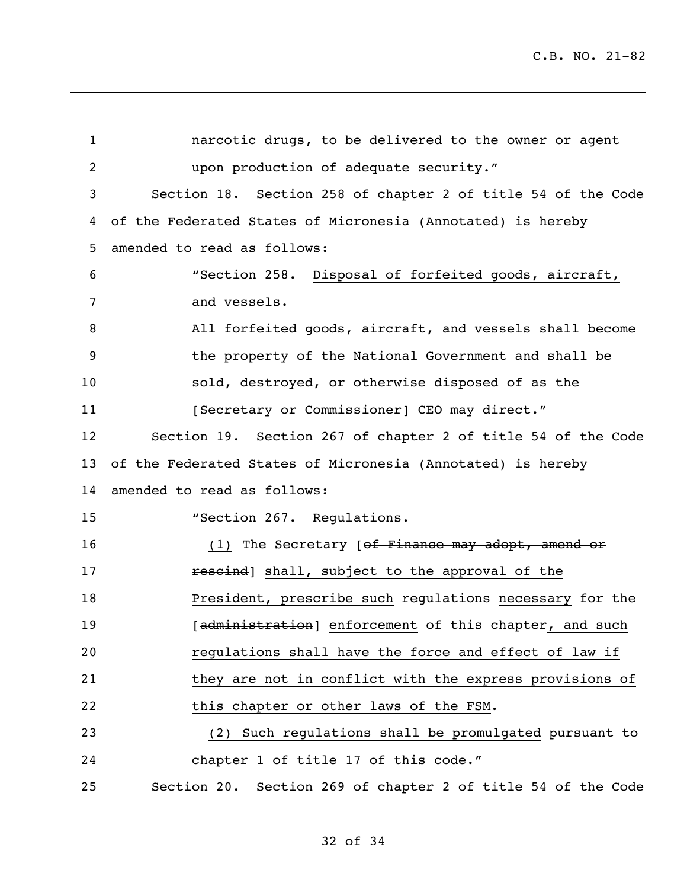narcotic drugs, to be delivered to the owner or agent upon production of adequate security."

Section 18. Section 258 of chapter 2 of title 54 of the Code of the Federated States of Micronesia (Annotated) is hereby amended to read as follows:

"Section 258. <u>Disposal of forfeited goods, aircraft, and vessels.</u>

All forfeited goods, aircraft, and vessels shall become the property of the National Government and shall be sold, destroyed, or otherwise disposed of as the [~~Secretary or Commissioner~~] <u>CEO</u> may direct."

Section 19. Section 267 of chapter 2 of title 54 of the Code of the Federated States of Micronesia (Annotated) is hereby amended to read as follows:

"Section 267. <u>Regulations.</u>

<u>(1)</u> The Secretary [~~of Finance may adopt, amend or rescind~~] <u>shall, subject to the approval of the President, prescribe such</u> regulations <u>necessary</u> for the [~~administration~~] <u>enforcement</u> of this chapter<u>, and such regulations shall have the force and effect of law if they are not in conflict with the express provisions of this chapter or other laws of the FSM</u>.

<u>(2) Such regulations shall be promulgated</u> pursuant to chapter 1 of title 17 of this code."

Section 20. Section 269 of chapter 2 of title 54 of the Code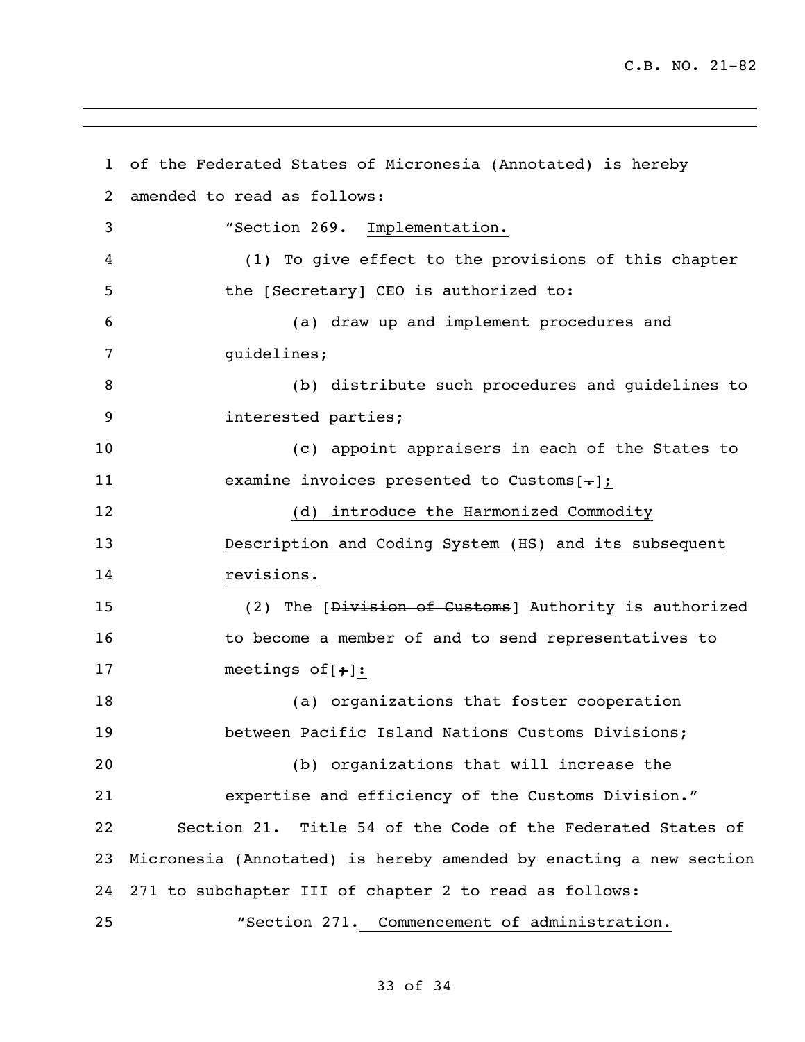of the Federated States of Micronesia (Annotated) is hereby amended to read as follows:

"Section 269. <u>Implementation.</u>

(1) To give effect to the provisions of this chapter the [~~Secretary~~] <u>CEO</u> is authorized to:

(a) draw up and implement procedures and guidelines;

(b) distribute such procedures and guidelines to interested parties;

(c) appoint appraisers in each of the States to examine invoices presented to Customs[~~.~~]<u>;</u>

<u>(d) introduce the Harmonized Commodity Description and Coding System (HS) and its subsequent revisions.</u>

(2) The [~~Division of Customs~~] <u>Authority</u> is authorized to become a member of and to send representatives to meetings of[~~;~~]<u>:</u>

(a) organizations that foster cooperation between Pacific Island Nations Customs Divisions;

(b) organizations that will increase the expertise and efficiency of the Customs Division."

Section 21. Title 54 of the Code of the Federated States of Micronesia (Annotated) is hereby amended by enacting a new section 271 to subchapter III of chapter 2 to read as follows:

"Section 271. <u>Commencement of administration.</u>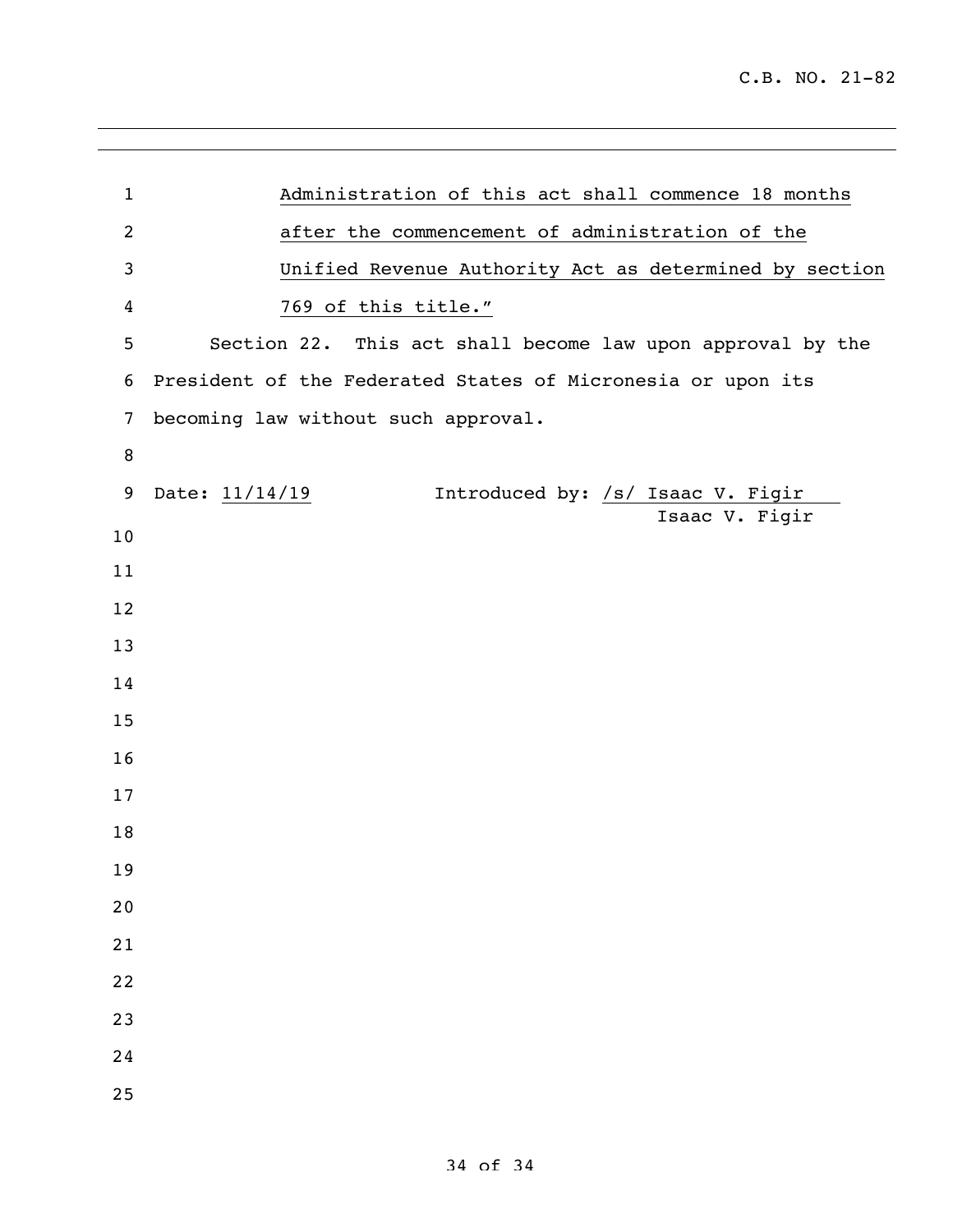Administration of this act shall commence 18 months after the commencement of administration of the Unified Revenue Authority Act as determined by section 769 of this title."

Section 22. This act shall become law upon approval by the President of the Federated States of Micronesia or upon its becoming law without such approval.

Date: 11/14/19

Introduced by: /s/ Isaac V. Figir
Isaac V. Figir